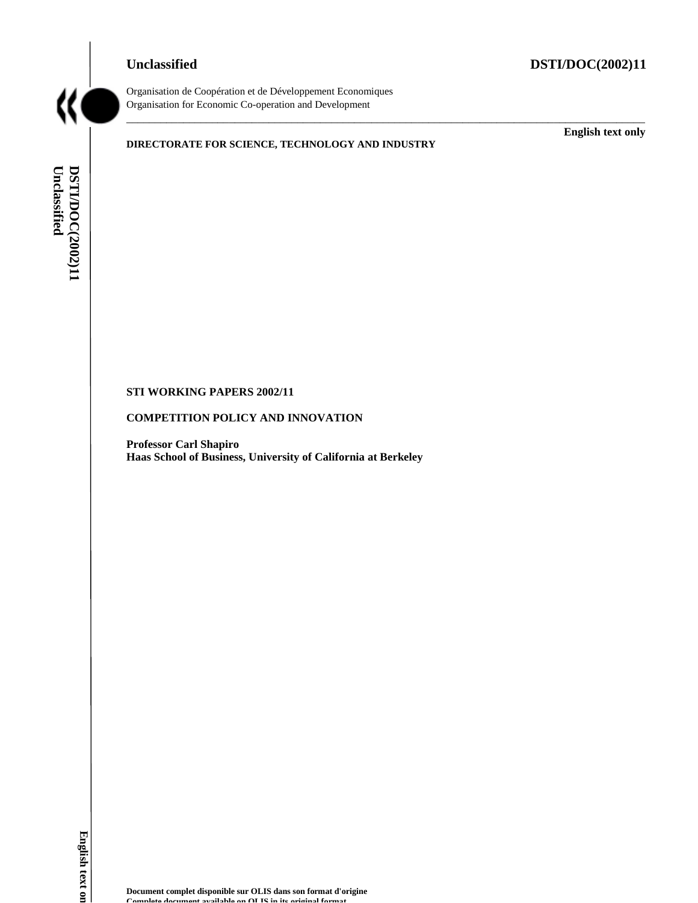**Unclassified** **DSTI/DOC(2002)11**

Organisation de Coopération et de Développement Economiques
Organisation for Economic Co-operation and Development

**English text only**

**DIRECTORATE FOR SCIENCE, TECHNOLOGY AND INDUSTRY**

**STI WORKING PAPERS 2002/11**

**COMPETITION POLICY AND INNOVATION**

**Professor Carl Shapiro**
**Haas School of Business, University of California at Berkeley**

**Document complet disponible sur OLIS dans son format d'origine**
**Complete document available on OLIS in its original format**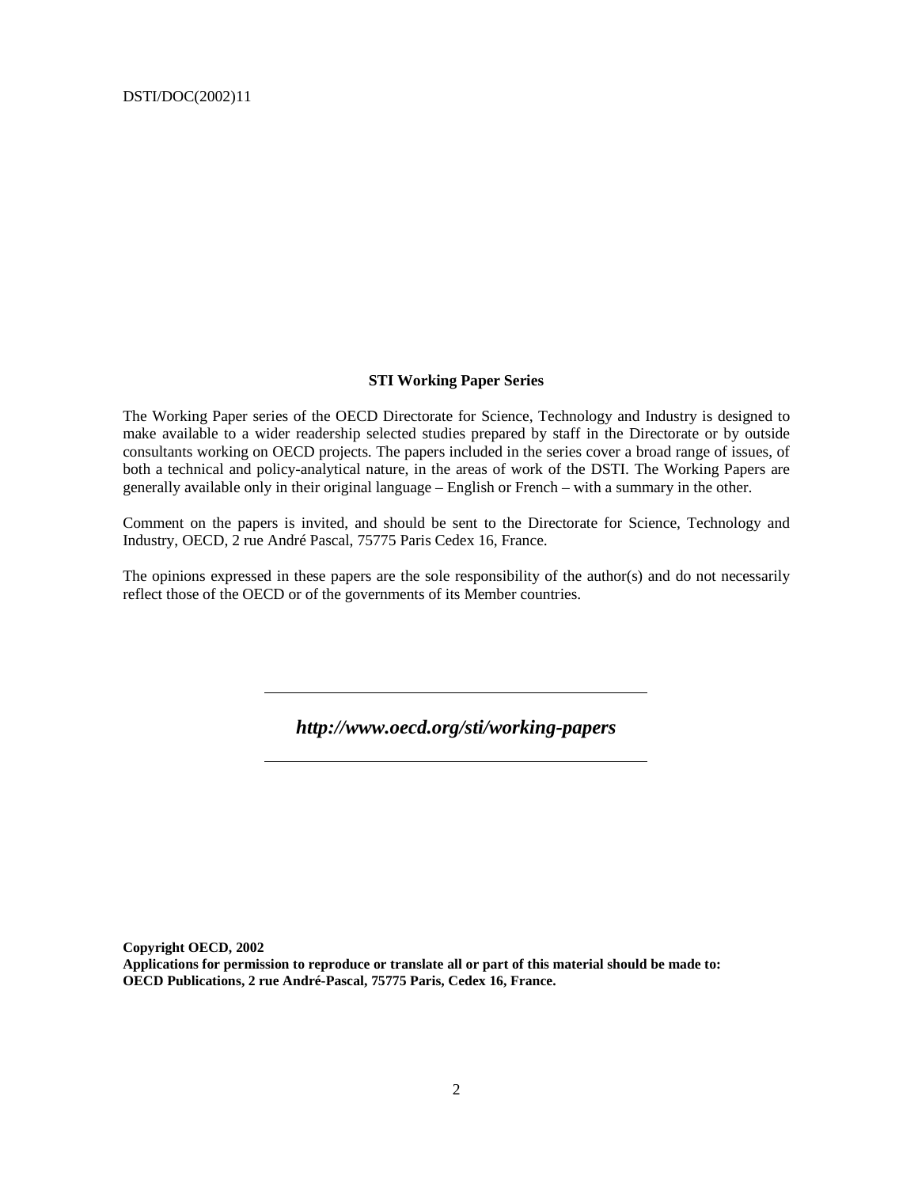**STI Working Paper Series**

The Working Paper series of the OECD Directorate for Science, Technology and Industry is designed to make available to a wider readership selected studies prepared by staff in the Directorate or by outside consultants working on OECD projects. The papers included in the series cover a broad range of issues, of both a technical and policy-analytical nature, in the areas of work of the DSTI. The Working Papers are generally available only in their original language – English or French – with a summary in the other.

Comment on the papers is invited, and should be sent to the Directorate for Science, Technology and Industry, OECD, 2 rue André Pascal, 75775 Paris Cedex 16, France.

The opinions expressed in these papers are the sole responsibility of the author(s) and do not necessarily reflect those of the OECD or of the governments of its Member countries.

---

***http://www.oecd.org/sti/working-papers***

---

**Copyright OECD, 2002**
**Applications for permission to reproduce or translate all or part of this material should be made to:**
**OECD Publications, 2 rue André-Pascal, 75775 Paris, Cedex 16, France.**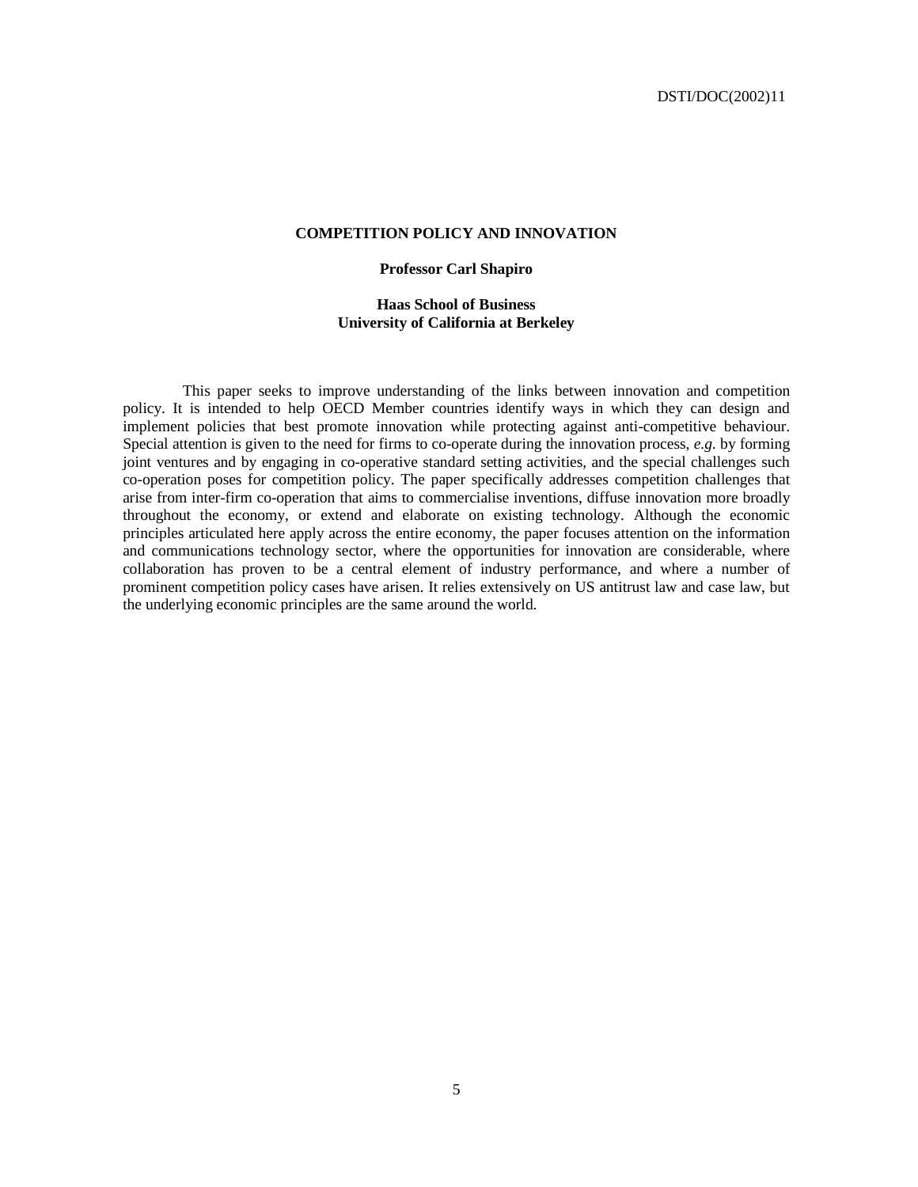# COMPETITION POLICY AND INNOVATION

**Professor Carl Shapiro**

**Haas School of Business**
**University of California at Berkeley**

This paper seeks to improve understanding of the links between innovation and competition policy. It is intended to help OECD Member countries identify ways in which they can design and implement policies that best promote innovation while protecting against anti-competitive behaviour. Special attention is given to the need for firms to co-operate during the innovation process, *e.g.* by forming joint ventures and by engaging in co-operative standard setting activities, and the special challenges such co-operation poses for competition policy. The paper specifically addresses competition challenges that arise from inter-firm co-operation that aims to commercialise inventions, diffuse innovation more broadly throughout the economy, or extend and elaborate on existing technology. Although the economic principles articulated here apply across the entire economy, the paper focuses attention on the information and communications technology sector, where the opportunities for innovation are considerable, where collaboration has proven to be a central element of industry performance, and where a number of prominent competition policy cases have arisen. It relies extensively on US antitrust law and case law, but the underlying economic principles are the same around the world.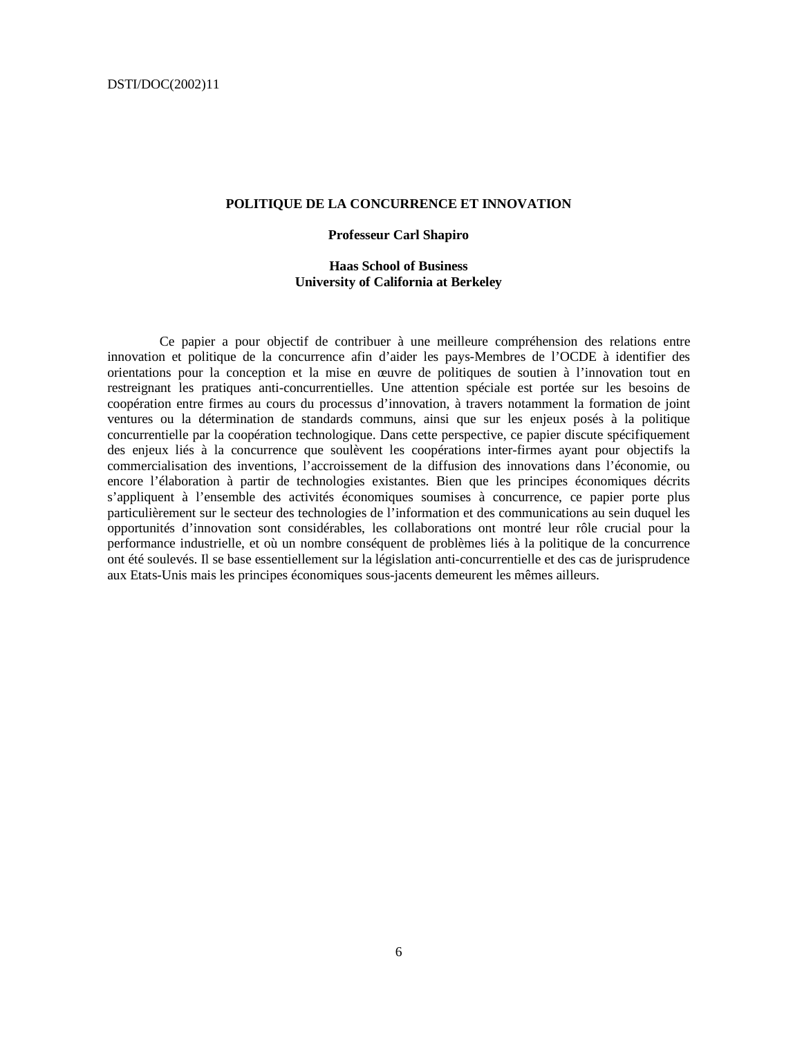## POLITIQUE DE LA CONCURRENCE ET INNOVATION

**Professeur Carl Shapiro**

**Haas School of Business**
**University of California at Berkeley**

Ce papier a pour objectif de contribuer à une meilleure compréhension des relations entre innovation et politique de la concurrence afin d'aider les pays-Membres de l'OCDE à identifier des orientations pour la conception et la mise en œuvre de politiques de soutien à l'innovation tout en restreignant les pratiques anti-concurrentielles. Une attention spéciale est portée sur les besoins de coopération entre firmes au cours du processus d'innovation, à travers notamment la formation de joint ventures ou la détermination de standards communs, ainsi que sur les enjeux posés à la politique concurrentielle par la coopération technologique. Dans cette perspective, ce papier discute spécifiquement des enjeux liés à la concurrence que soulèvent les coopérations inter-firmes ayant pour objectifs la commercialisation des inventions, l'accroissement de la diffusion des innovations dans l'économie, ou encore l'élaboration à partir de technologies existantes. Bien que les principes économiques décrits s'appliquent à l'ensemble des activités économiques soumises à concurrence, ce papier porte plus particulièrement sur le secteur des technologies de l'information et des communications au sein duquel les opportunités d'innovation sont considérables, les collaborations ont montré leur rôle crucial pour la performance industrielle, et où un nombre conséquent de problèmes liés à la politique de la concurrence ont été soulevés. Il se base essentiellement sur la législation anti-concurrentielle et des cas de jurisprudence aux Etats-Unis mais les principes économiques sous-jacents demeurent les mêmes ailleurs.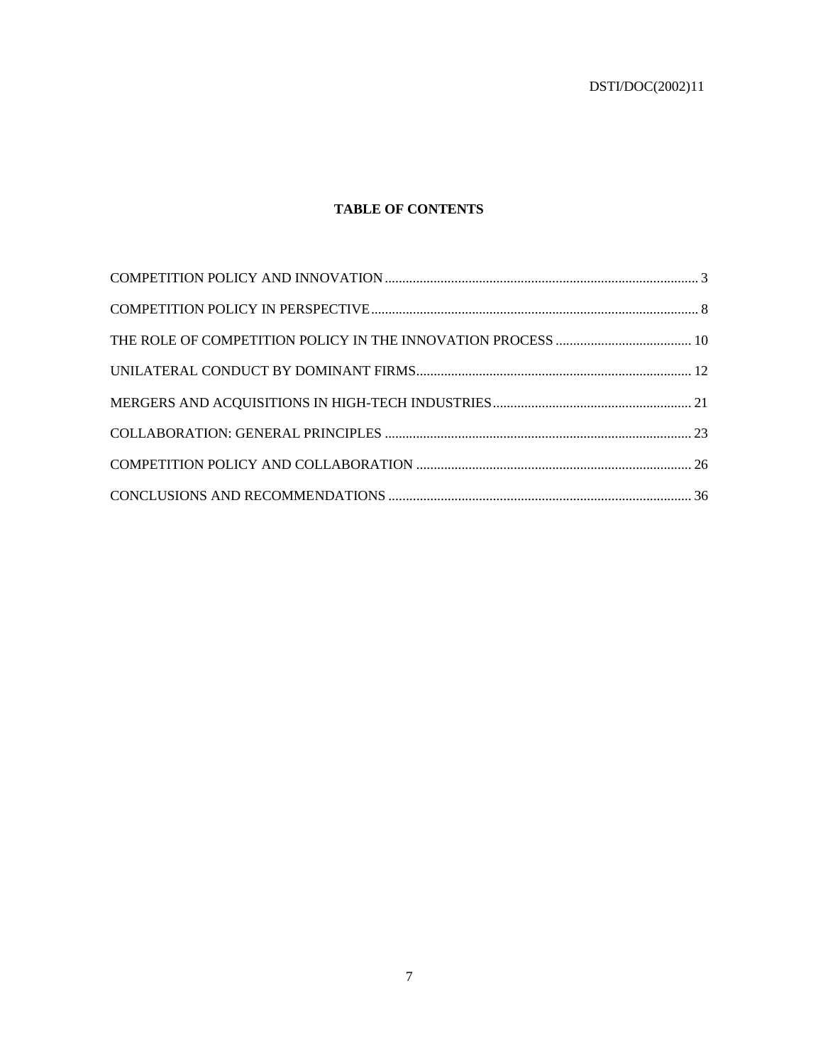## TABLE OF CONTENTS

COMPETITION POLICY AND INNOVATION ........................................................................................ 3

COMPETITION POLICY IN PERSPECTIVE ........................................................................................ 8

THE ROLE OF COMPETITION POLICY IN THE INNOVATION PROCESS ....................................... 10

UNILATERAL CONDUCT BY DOMINANT FIRMS .............................................................................. 12

MERGERS AND ACQUISITIONS IN HIGH-TECH INDUSTRIES ....................................................... 21

COLLABORATION: GENERAL PRINCIPLES ....................................................................................... 23

COMPETITION POLICY AND COLLABORATION ............................................................................... 26

CONCLUSIONS AND RECOMMENDATIONS ....................................................................................... 36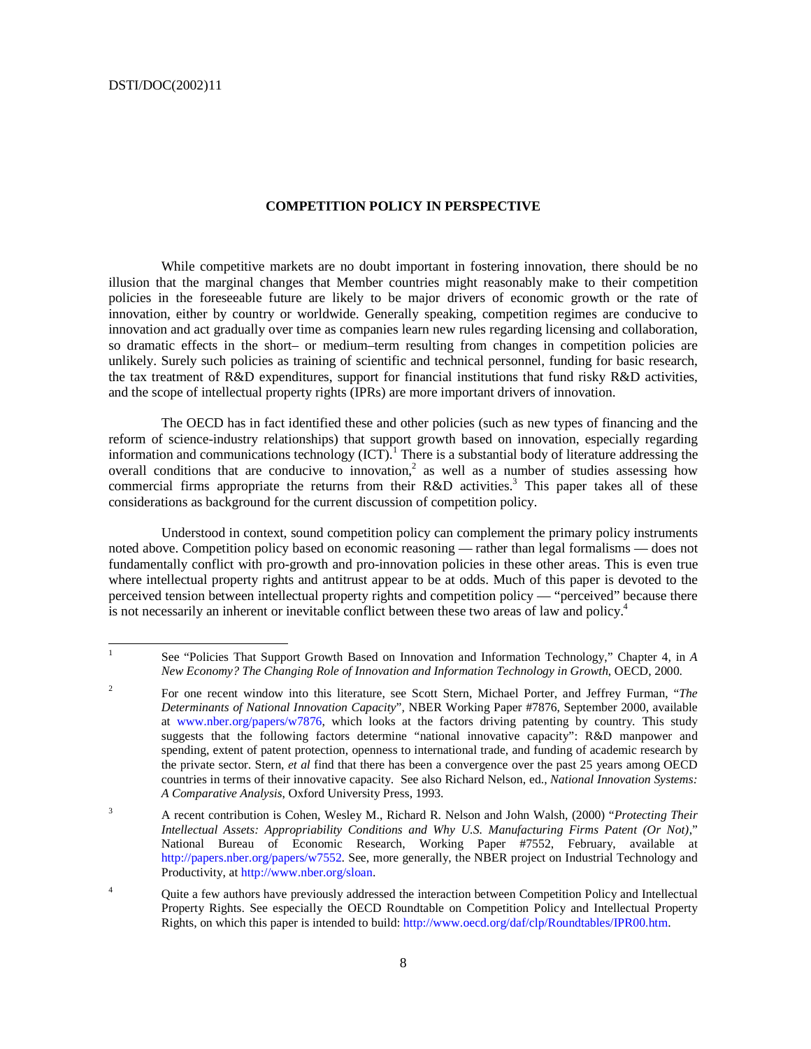## COMPETITION POLICY IN PERSPECTIVE

While competitive markets are no doubt important in fostering innovation, there should be no illusion that the marginal changes that Member countries might reasonably make to their competition policies in the foreseeable future are likely to be major drivers of economic growth or the rate of innovation, either by country or worldwide. Generally speaking, competition regimes are conducive to innovation and act gradually over time as companies learn new rules regarding licensing and collaboration, so dramatic effects in the short– or medium–term resulting from changes in competition policies are unlikely. Surely such policies as training of scientific and technical personnel, funding for basic research, the tax treatment of R&D expenditures, support for financial institutions that fund risky R&D activities, and the scope of intellectual property rights (IPRs) are more important drivers of innovation.

The OECD has in fact identified these and other policies (such as new types of financing and the reform of science-industry relationships) that support growth based on innovation, especially regarding information and communications technology (ICT).[1] There is a substantial body of literature addressing the overall conditions that are conducive to innovation,[2] as well as a number of studies assessing how commercial firms appropriate the returns from their R&D activities.[3] This paper takes all of these considerations as background for the current discussion of competition policy.

Understood in context, sound competition policy can complement the primary policy instruments noted above. Competition policy based on economic reasoning — rather than legal formalisms — does not fundamentally conflict with pro-growth and pro-innovation policies in these other areas. This is even true where intellectual property rights and antitrust appear to be at odds. Much of this paper is devoted to the perceived tension between intellectual property rights and competition policy — "perceived" because there is not necessarily an inherent or inevitable conflict between these two areas of law and policy.[4]

---

1. See "Policies That Support Growth Based on Innovation and Information Technology," Chapter 4, in *A New Economy? The Changing Role of Innovation and Information Technology in Growth*, OECD, 2000.

2. For one recent window into this literature, see Scott Stern, Michael Porter, and Jeffrey Furman, "*The Determinants of National Innovative Capacity*", NBER Working Paper #7876, September 2000, available at www.nber.org/papers/w7876, which looks at the factors driving patenting by country. This study suggests that the following factors determine "national innovative capacity": R&D manpower and spending, extent of patent protection, openness to international trade, and funding of academic research by the private sector. Stern, *et al* find that there has been a convergence over the past 25 years among OECD countries in terms of their innovative capacity. See also Richard Nelson, ed., *National Innovation Systems: A Comparative Analysis*, Oxford University Press, 1993.

3. A recent contribution is Cohen, Wesley M., Richard R. Nelson and John Walsh, (2000) "*Protecting Their Intellectual Assets: Appropriability Conditions and Why U.S. Manufacturing Firms Patent (Or Not)*," National Bureau of Economic Research, Working Paper #7552, February, available at http://papers.nber.org/papers/w7552. See, more generally, the NBER project on Industrial Technology and Productivity, at http://www.nber.org/sloan.

4. Quite a few authors have previously addressed the interaction between Competition Policy and Intellectual Property Rights. See especially the OECD Roundtable on Competition Policy and Intellectual Property Rights, on which this paper is intended to build: http://www.oecd.org/daf/clp/Roundtables/IPR00.htm.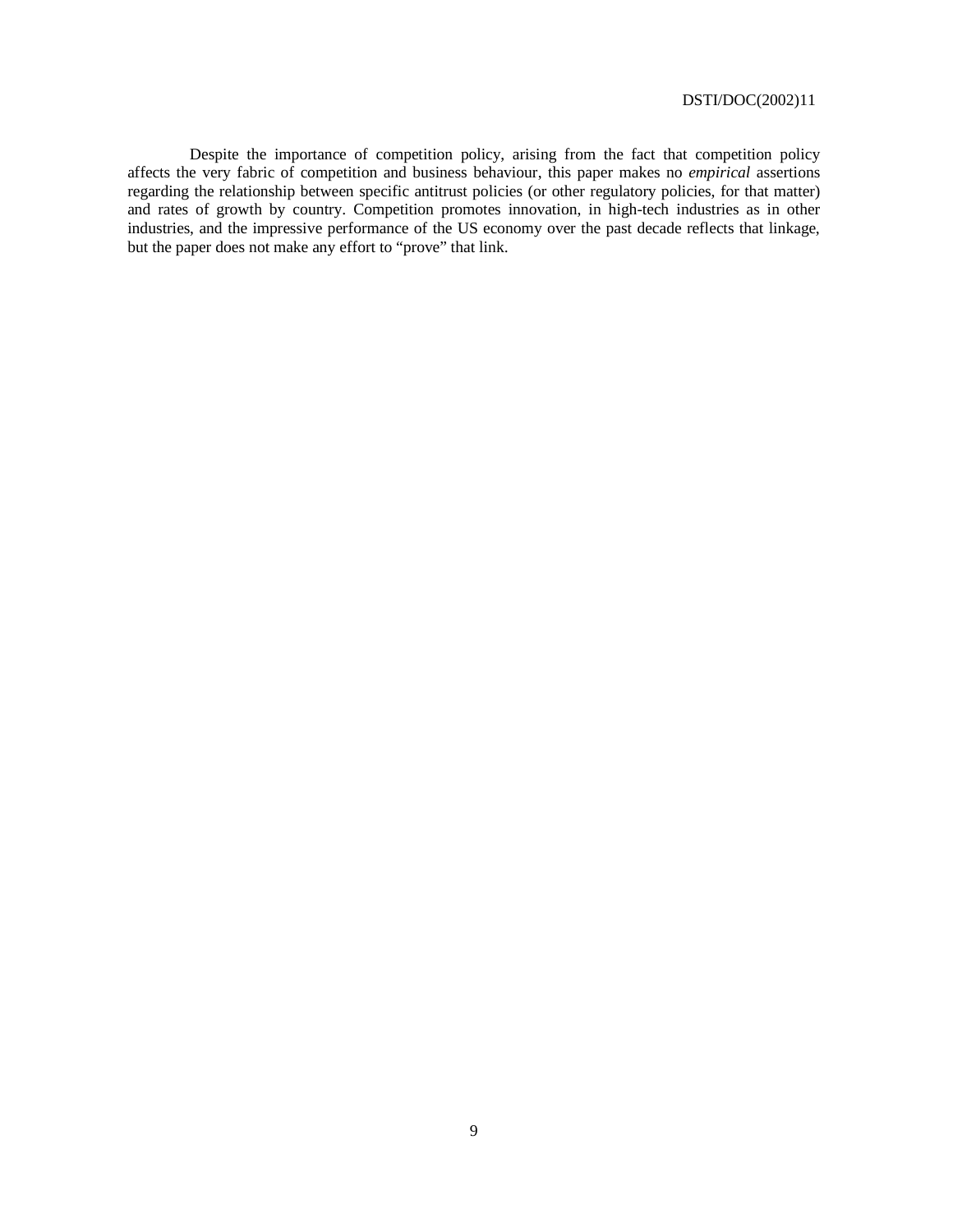Despite the importance of competition policy, arising from the fact that competition policy affects the very fabric of competition and business behaviour, this paper makes no *empirical* assertions regarding the relationship between specific antitrust policies (or other regulatory policies, for that matter) and rates of growth by country. Competition promotes innovation, in high-tech industries as in other industries, and the impressive performance of the US economy over the past decade reflects that linkage, but the paper does not make any effort to "prove" that link.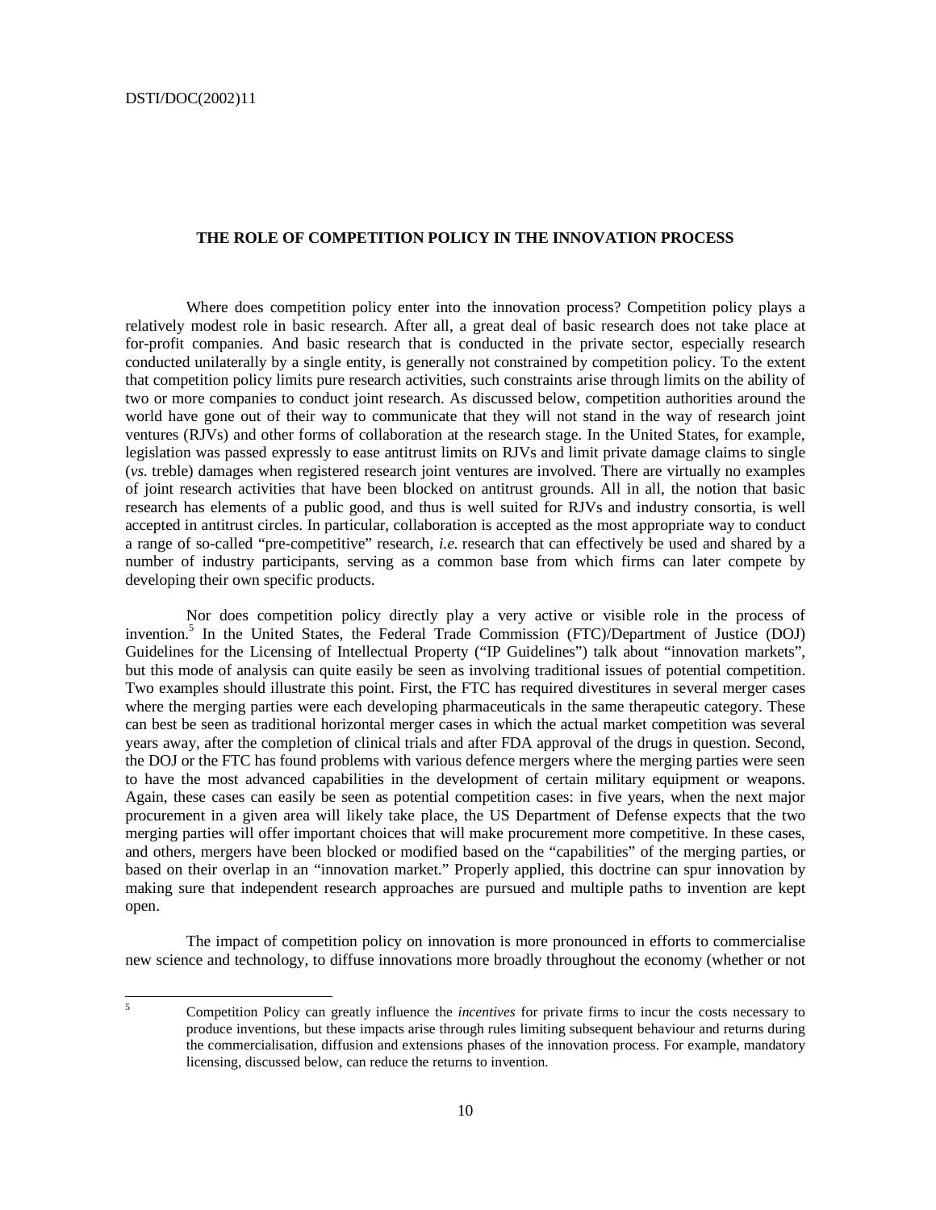## THE ROLE OF COMPETITION POLICY IN THE INNOVATION PROCESS

Where does competition policy enter into the innovation process? Competition policy plays a relatively modest role in basic research. After all, a great deal of basic research does not take place at for-profit companies. And basic research that is conducted in the private sector, especially research conducted unilaterally by a single entity, is generally not constrained by competition policy. To the extent that competition policy limits pure research activities, such constraints arise through limits on the ability of two or more companies to conduct joint research. As discussed below, competition authorities around the world have gone out of their way to communicate that they will not stand in the way of research joint ventures (RJVs) and other forms of collaboration at the research stage. In the United States, for example, legislation was passed expressly to ease antitrust limits on RJVs and limit private damage claims to single (*vs.* treble) damages when registered research joint ventures are involved. There are virtually no examples of joint research activities that have been blocked on antitrust grounds. All in all, the notion that basic research has elements of a public good, and thus is well suited for RJVs and industry consortia, is well accepted in antitrust circles. In particular, collaboration is accepted as the most appropriate way to conduct a range of so-called "pre-competitive" research, *i.e.* research that can effectively be used and shared by a number of industry participants, serving as a common base from which firms can later compete by developing their own specific products.

Nor does competition policy directly play a very active or visible role in the process of invention.[5] In the United States, the Federal Trade Commission (FTC)/Department of Justice (DOJ) Guidelines for the Licensing of Intellectual Property ("IP Guidelines") talk about "innovation markets", but this mode of analysis can quite easily be seen as involving traditional issues of potential competition. Two examples should illustrate this point. First, the FTC has required divestitures in several merger cases where the merging parties were each developing pharmaceuticals in the same therapeutic category. These can best be seen as traditional horizontal merger cases in which the actual market competition was several years away, after the completion of clinical trials and after FDA approval of the drugs in question. Second, the DOJ or the FTC has found problems with various defence mergers where the merging parties were seen to have the most advanced capabilities in the development of certain military equipment or weapons. Again, these cases can easily be seen as potential competition cases: in five years, when the next major procurement in a given area will likely take place, the US Department of Defense expects that the two merging parties will offer important choices that will make procurement more competitive. In these cases, and others, mergers have been blocked or modified based on the "capabilities" of the merging parties, or based on their overlap in an "innovation market." Properly applied, this doctrine can spur innovation by making sure that independent research approaches are pursued and multiple paths to invention are kept open.

The impact of competition policy on innovation is more pronounced in efforts to commercialise new science and technology, to diffuse innovations more broadly throughout the economy (whether or not

[5] Competition Policy can greatly influence the *incentives* for private firms to incur the costs necessary to produce inventions, but these impacts arise through rules limiting subsequent behaviour and returns during the commercialisation, diffusion and extensions phases of the innovation process. For example, mandatory licensing, discussed below, can reduce the returns to invention.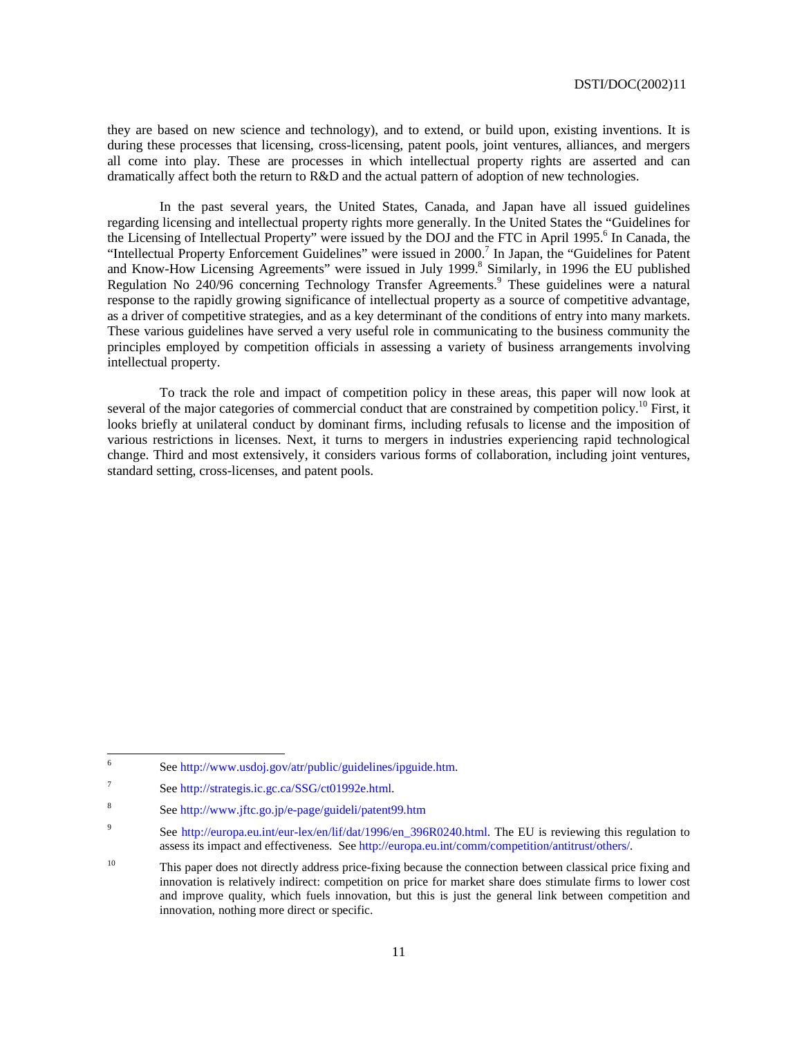they are based on new science and technology), and to extend, or build upon, existing inventions. It is during these processes that licensing, cross-licensing, patent pools, joint ventures, alliances, and mergers all come into play. These are processes in which intellectual property rights are asserted and can dramatically affect both the return to R&D and the actual pattern of adoption of new technologies.

In the past several years, the United States, Canada, and Japan have all issued guidelines regarding licensing and intellectual property rights more generally. In the United States the "Guidelines for the Licensing of Intellectual Property" were issued by the DOJ and the FTC in April 1995.[6] In Canada, the "Intellectual Property Enforcement Guidelines" were issued in 2000.[7] In Japan, the "Guidelines for Patent and Know-How Licensing Agreements" were issued in July 1999.[8] Similarly, in 1996 the EU published Regulation No 240/96 concerning Technology Transfer Agreements.[9] These guidelines were a natural response to the rapidly growing significance of intellectual property as a source of competitive advantage, as a driver of competitive strategies, and as a key determinant of the conditions of entry into many markets. These various guidelines have served a very useful role in communicating to the business community the principles employed by competition officials in assessing a variety of business arrangements involving intellectual property.

To track the role and impact of competition policy in these areas, this paper will now look at several of the major categories of commercial conduct that are constrained by competition policy.[10] First, it looks briefly at unilateral conduct by dominant firms, including refusals to license and the imposition of various restrictions in licenses. Next, it turns to mergers in industries experiencing rapid technological change. Third and most extensively, it considers various forms of collaboration, including joint ventures, standard setting, cross-licenses, and patent pools.

---

6. See http://www.usdoj.gov/atr/public/guidelines/ipguide.htm.

7. See http://strategis.ic.gc.ca/SSG/ct01992e.html.

8. See http://www.jftc.go.jp/e-page/guideli/patent99.htm

9. See http://europa.eu.int/eur-lex/en/lif/dat/1996/en_396R0240.html. The EU is reviewing this regulation to assess its impact and effectiveness. See http://europa.eu.int/comm/competition/antitrust/others/.

10. This paper does not directly address price-fixing because the connection between classical price fixing and innovation is relatively indirect: competition on price for market share does stimulate firms to lower cost and improve quality, which fuels innovation, but this is just the general link between competition and innovation, nothing more direct or specific.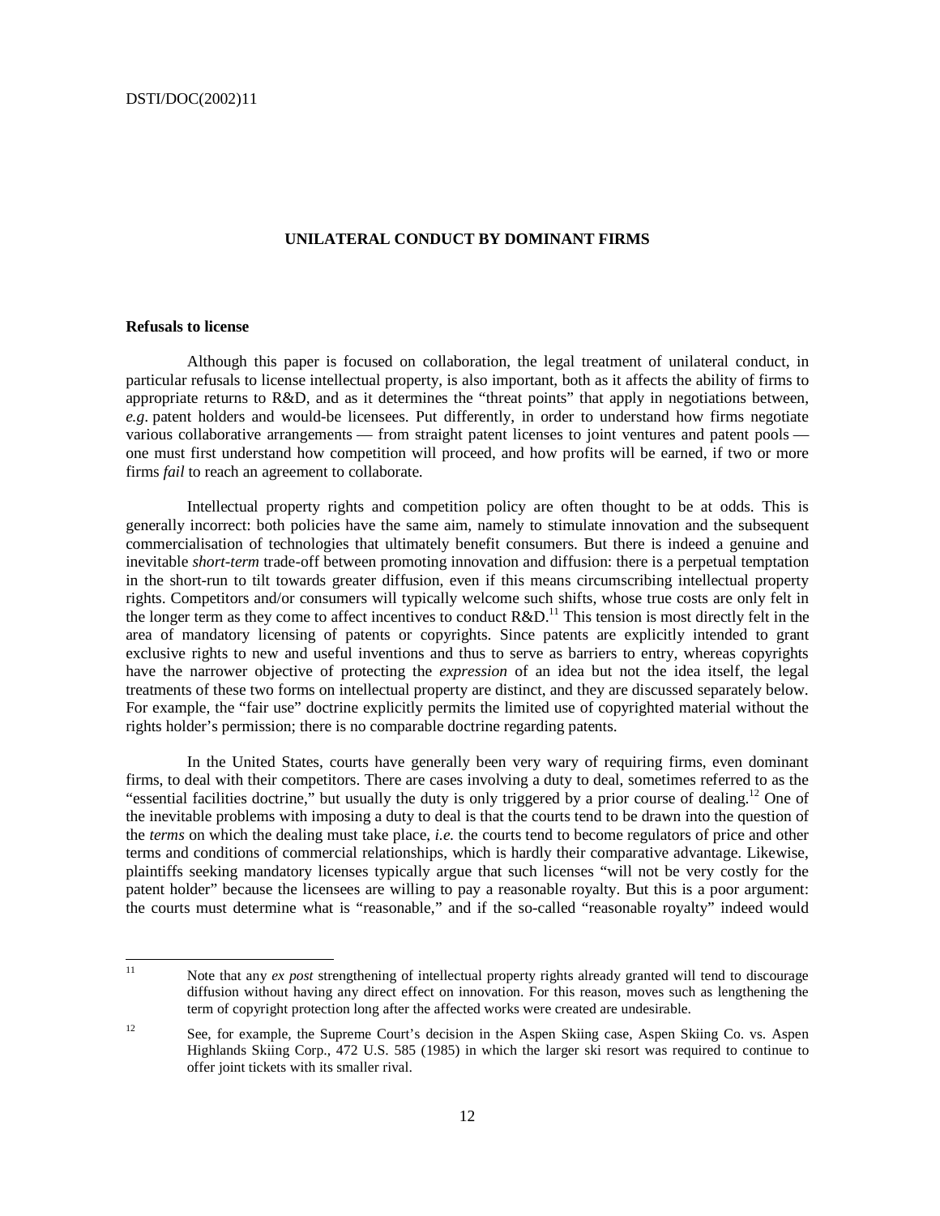## UNILATERAL CONDUCT BY DOMINANT FIRMS

### Refusals to license

Although this paper is focused on collaboration, the legal treatment of unilateral conduct, in particular refusals to license intellectual property, is also important, both as it affects the ability of firms to appropriate returns to R&D, and as it determines the "threat points" that apply in negotiations between, *e.g.* patent holders and would-be licensees. Put differently, in order to understand how firms negotiate various collaborative arrangements — from straight patent licenses to joint ventures and patent pools — one must first understand how competition will proceed, and how profits will be earned, if two or more firms *fail* to reach an agreement to collaborate.

Intellectual property rights and competition policy are often thought to be at odds. This is generally incorrect: both policies have the same aim, namely to stimulate innovation and the subsequent commercialisation of technologies that ultimately benefit consumers. But there is indeed a genuine and inevitable *short-term* trade-off between promoting innovation and diffusion: there is a perpetual temptation in the short-run to tilt towards greater diffusion, even if this means circumscribing intellectual property rights. Competitors and/or consumers will typically welcome such shifts, whose true costs are only felt in the longer term as they come to affect incentives to conduct R&D.[11] This tension is most directly felt in the area of mandatory licensing of patents or copyrights. Since patents are explicitly intended to grant exclusive rights to new and useful inventions and thus to serve as barriers to entry, whereas copyrights have the narrower objective of protecting the *expression* of an idea but not the idea itself, the legal treatments of these two forms on intellectual property are distinct, and they are discussed separately below. For example, the "fair use" doctrine explicitly permits the limited use of copyrighted material without the rights holder's permission; there is no comparable doctrine regarding patents.

In the United States, courts have generally been very wary of requiring firms, even dominant firms, to deal with their competitors. There are cases involving a duty to deal, sometimes referred to as the "essential facilities doctrine," but usually the duty is only triggered by a prior course of dealing.[12] One of the inevitable problems with imposing a duty to deal is that the courts tend to be drawn into the question of the *terms* on which the dealing must take place, *i.e.* the courts tend to become regulators of price and other terms and conditions of commercial relationships, which is hardly their comparative advantage. Likewise, plaintiffs seeking mandatory licenses typically argue that such licenses "will not be very costly for the patent holder" because the licensees are willing to pay a reasonable royalty. But this is a poor argument: the courts must determine what is "reasonable," and if the so-called "reasonable royalty" indeed would

---

11. Note that any *ex post* strengthening of intellectual property rights already granted will tend to discourage diffusion without having any direct effect on innovation. For this reason, moves such as lengthening the term of copyright protection long after the affected works were created are undesirable.

12. See, for example, the Supreme Court's decision in the Aspen Skiing case, Aspen Skiing Co. vs. Aspen Highlands Skiing Corp., 472 U.S. 585 (1985) in which the larger ski resort was required to continue to offer joint tickets with its smaller rival.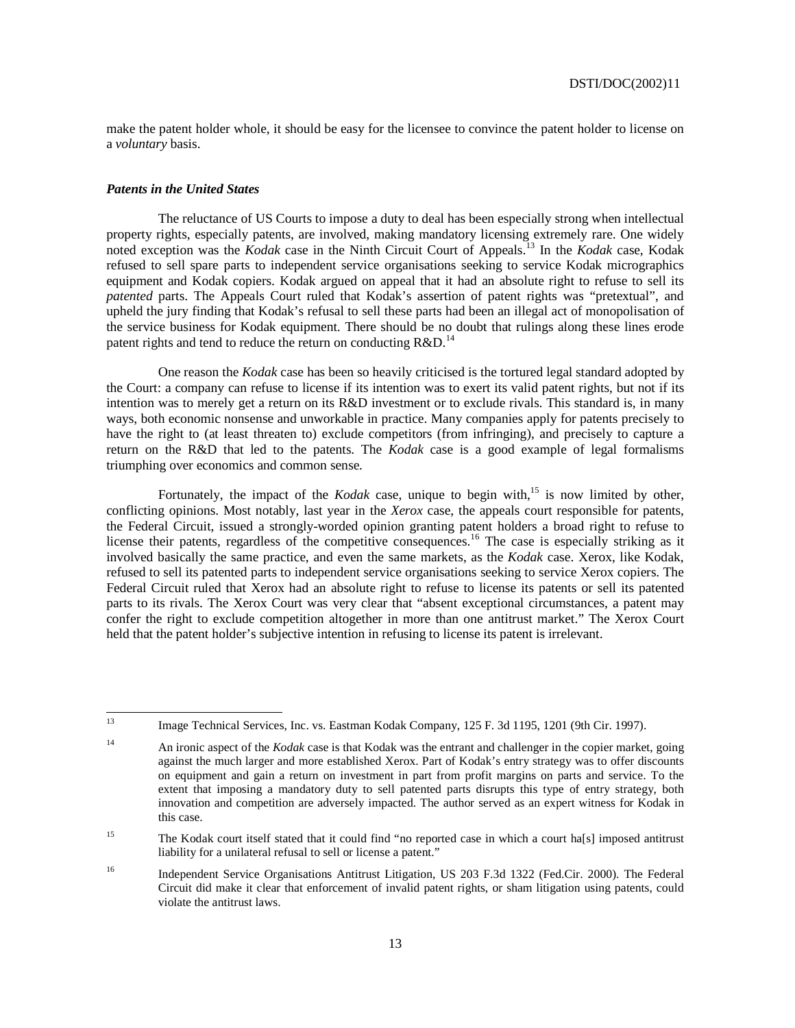make the patent holder whole, it should be easy for the licensee to convince the patent holder to license on a *voluntary* basis.

### ***Patents in the United States***

The reluctance of US Courts to impose a duty to deal has been especially strong when intellectual property rights, especially patents, are involved, making mandatory licensing extremely rare. One widely noted exception was the *Kodak* case in the Ninth Circuit Court of Appeals.[13] In the *Kodak* case, Kodak refused to sell spare parts to independent service organisations seeking to service Kodak micrographics equipment and Kodak copiers. Kodak argued on appeal that it had an absolute right to refuse to sell its *patented* parts. The Appeals Court ruled that Kodak's assertion of patent rights was "pretextual", and upheld the jury finding that Kodak's refusal to sell these parts had been an illegal act of monopolisation of the service business for Kodak equipment. There should be no doubt that rulings along these lines erode patent rights and tend to reduce the return on conducting R&D.[14]

One reason the *Kodak* case has been so heavily criticised is the tortured legal standard adopted by the Court: a company can refuse to license if its intention was to exert its valid patent rights, but not if its intention was to merely get a return on its R&D investment or to exclude rivals. This standard is, in many ways, both economic nonsense and unworkable in practice. Many companies apply for patents precisely to have the right to (at least threaten to) exclude competitors (from infringing), and precisely to capture a return on the R&D that led to the patents. The *Kodak* case is a good example of legal formalisms triumphing over economics and common sense.

Fortunately, the impact of the *Kodak* case, unique to begin with,[15] is now limited by other, conflicting opinions. Most notably, last year in the *Xerox* case, the appeals court responsible for patents, the Federal Circuit, issued a strongly-worded opinion granting patent holders a broad right to refuse to license their patents, regardless of the competitive consequences.[16] The case is especially striking as it involved basically the same practice, and even the same markets, as the *Kodak* case. Xerox, like Kodak, refused to sell its patented parts to independent service organisations seeking to service Xerox copiers. The Federal Circuit ruled that Xerox had an absolute right to refuse to license its patents or sell its patented parts to its rivals. The Xerox Court was very clear that "absent exceptional circumstances, a patent may confer the right to exclude competition altogether in more than one antitrust market." The Xerox Court held that the patent holder's subjective intention in refusing to license its patent is irrelevant.

---

[13] Image Technical Services, Inc. vs. Eastman Kodak Company, 125 F. 3d 1195, 1201 (9th Cir. 1997).

[14] An ironic aspect of the *Kodak* case is that Kodak was the entrant and challenger in the copier market, going against the much larger and more established Xerox. Part of Kodak's entry strategy was to offer discounts on equipment and gain a return on investment in part from profit margins on parts and service. To the extent that imposing a mandatory duty to sell patented parts disrupts this type of entry strategy, both innovation and competition are adversely impacted. The author served as an expert witness for Kodak in this case.

[15] The Kodak court itself stated that it could find "no reported case in which a court ha[s] imposed antitrust liability for a unilateral refusal to sell or license a patent."

[16] Independent Service Organisations Antitrust Litigation, US 203 F.3d 1322 (Fed.Cir. 2000). The Federal Circuit did make it clear that enforcement of invalid patent rights, or sham litigation using patents, could violate the antitrust laws.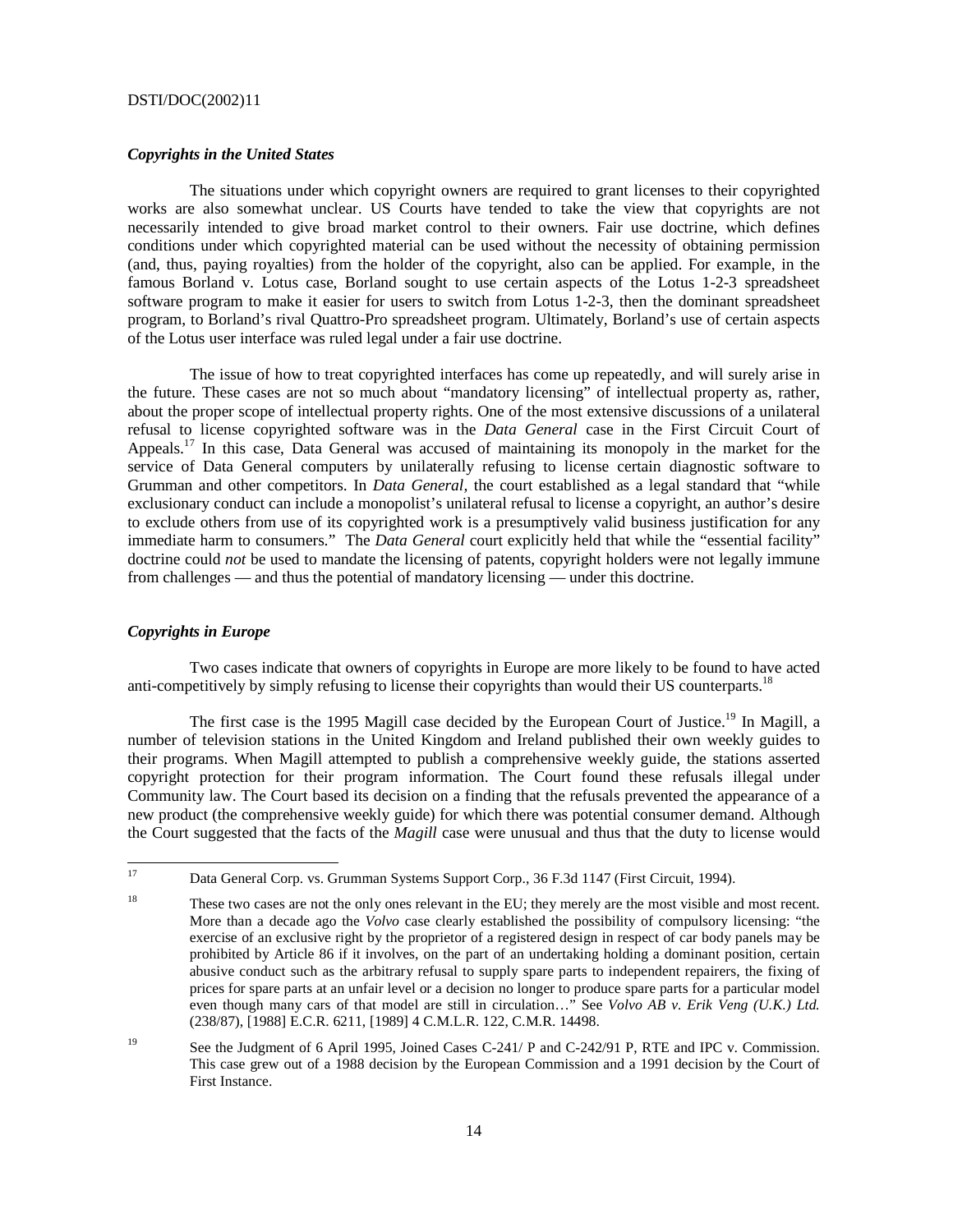### *Copyrights in the United States*

The situations under which copyright owners are required to grant licenses to their copyrighted works are also somewhat unclear. US Courts have tended to take the view that copyrights are not necessarily intended to give broad market control to their owners. Fair use doctrine, which defines conditions under which copyrighted material can be used without the necessity of obtaining permission (and, thus, paying royalties) from the holder of the copyright, also can be applied. For example, in the famous Borland v. Lotus case, Borland sought to use certain aspects of the Lotus 1-2-3 spreadsheet software program to make it easier for users to switch from Lotus 1-2-3, then the dominant spreadsheet program, to Borland's rival Quattro-Pro spreadsheet program. Ultimately, Borland's use of certain aspects of the Lotus user interface was ruled legal under a fair use doctrine.

The issue of how to treat copyrighted interfaces has come up repeatedly, and will surely arise in the future. These cases are not so much about "mandatory licensing" of intellectual property as, rather, about the proper scope of intellectual property rights. One of the most extensive discussions of a unilateral refusal to license copyrighted software was in the *Data General* case in the First Circuit Court of Appeals.[17] In this case, Data General was accused of maintaining its monopoly in the market for the service of Data General computers by unilaterally refusing to license certain diagnostic software to Grumman and other competitors. In *Data General,* the court established as a legal standard that "while exclusionary conduct can include a monopolist's unilateral refusal to license a copyright, an author's desire to exclude others from use of its copyrighted work is a presumptively valid business justification for any immediate harm to consumers." The *Data General* court explicitly held that while the "essential facility" doctrine could *not* be used to mandate the licensing of patents, copyright holders were not legally immune from challenges — and thus the potential of mandatory licensing — under this doctrine.

### *Copyrights in Europe*

Two cases indicate that owners of copyrights in Europe are more likely to be found to have acted anti-competitively by simply refusing to license their copyrights than would their US counterparts.[18]

The first case is the 1995 Magill case decided by the European Court of Justice.[19] In Magill, a number of television stations in the United Kingdom and Ireland published their own weekly guides to their programs. When Magill attempted to publish a comprehensive weekly guide, the stations asserted copyright protection for their program information. The Court found these refusals illegal under Community law. The Court based its decision on a finding that the refusals prevented the appearance of a new product (the comprehensive weekly guide) for which there was potential consumer demand. Although the Court suggested that the facts of the *Magill* case were unusual and thus that the duty to license would

---

[17] Data General Corp. vs. Grumman Systems Support Corp., 36 F.3d 1147 (First Circuit, 1994).

[18] These two cases are not the only ones relevant in the EU; they merely are the most visible and most recent. More than a decade ago the *Volvo* case clearly established the possibility of compulsory licensing: "the exercise of an exclusive right by the proprietor of a registered design in respect of car body panels may be prohibited by Article 86 if it involves, on the part of an undertaking holding a dominant position, certain abusive conduct such as the arbitrary refusal to supply spare parts to independent repairers, the fixing of prices for spare parts at an unfair level or a decision no longer to produce spare parts for a particular model even though many cars of that model are still in circulation…" See *Volvo AB v. Erik Veng (U.K.) Ltd.* (238/87), [1988] E.C.R. 6211, [1989] 4 C.M.L.R. 122, C.M.R. 14498.

[19] See the Judgment of 6 April 1995, Joined Cases C-241/ P and C-242/91 P, RTE and IPC v. Commission. This case grew out of a 1988 decision by the European Commission and a 1991 decision by the Court of First Instance.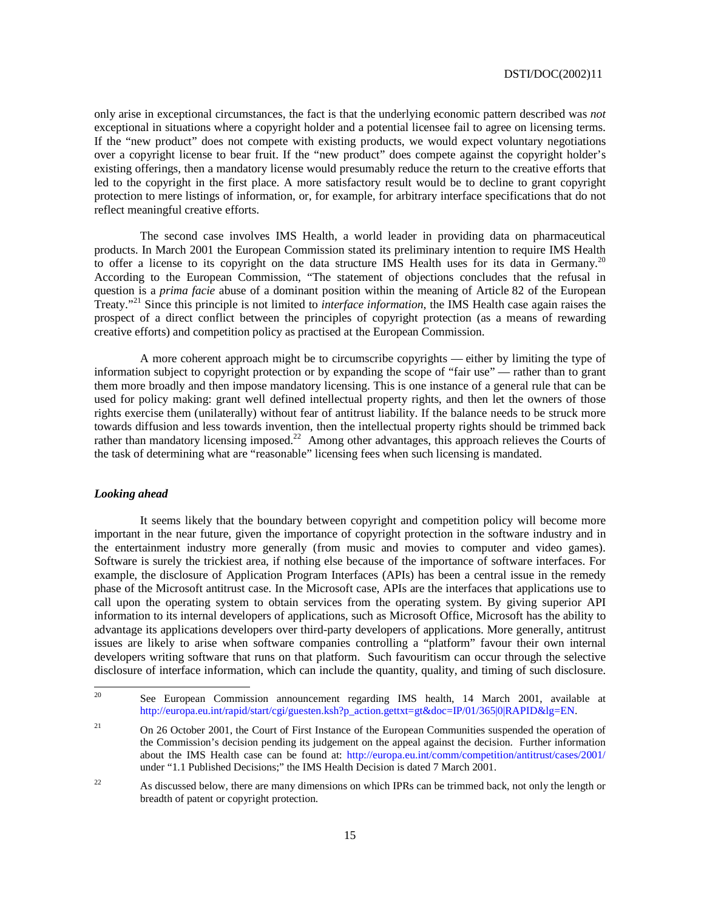only arise in exceptional circumstances, the fact is that the underlying economic pattern described was *not* exceptional in situations where a copyright holder and a potential licensee fail to agree on licensing terms. If the "new product" does not compete with existing products, we would expect voluntary negotiations over a copyright license to bear fruit. If the "new product" does compete against the copyright holder's existing offerings, then a mandatory license would presumably reduce the return to the creative efforts that led to the copyright in the first place. A more satisfactory result would be to decline to grant copyright protection to mere listings of information, or, for example, for arbitrary interface specifications that do not reflect meaningful creative efforts.

The second case involves IMS Health, a world leader in providing data on pharmaceutical products. In March 2001 the European Commission stated its preliminary intention to require IMS Health to offer a license to its copyright on the data structure IMS Health uses for its data in Germany.[20] According to the European Commission, "The statement of objections concludes that the refusal in question is a *prima facie* abuse of a dominant position within the meaning of Article 82 of the European Treaty."[21] Since this principle is not limited to *interface information*, the IMS Health case again raises the prospect of a direct conflict between the principles of copyright protection (as a means of rewarding creative efforts) and competition policy as practised at the European Commission.

A more coherent approach might be to circumscribe copyrights — either by limiting the type of information subject to copyright protection or by expanding the scope of "fair use" — rather than to grant them more broadly and then impose mandatory licensing. This is one instance of a general rule that can be used for policy making: grant well defined intellectual property rights, and then let the owners of those rights exercise them (unilaterally) without fear of antitrust liability. If the balance needs to be struck more towards diffusion and less towards invention, then the intellectual property rights should be trimmed back rather than mandatory licensing imposed.[22] Among other advantages, this approach relieves the Courts of the task of determining what are "reasonable" licensing fees when such licensing is mandated.

### *Looking ahead*

It seems likely that the boundary between copyright and competition policy will become more important in the near future, given the importance of copyright protection in the software industry and in the entertainment industry more generally (from music and movies to computer and video games). Software is surely the trickiest area, if nothing else because of the importance of software interfaces. For example, the disclosure of Application Program Interfaces (APIs) has been a central issue in the remedy phase of the Microsoft antitrust case. In the Microsoft case, APIs are the interfaces that applications use to call upon the operating system to obtain services from the operating system. By giving superior API information to its internal developers of applications, such as Microsoft Office, Microsoft has the ability to advantage its applications developers over third-party developers of applications. More generally, antitrust issues are likely to arise when software companies controlling a "platform" favour their own internal developers writing software that runs on that platform. Such favouritism can occur through the selective disclosure of interface information, which can include the quantity, quality, and timing of such disclosure.

---

[20] See European Commission announcement regarding IMS health, 14 March 2001, available at http://europa.eu.int/rapid/start/cgi/guesten.ksh?p_action.gettxt=gt&doc=IP/01/365|0|RAPID&lg=EN.

[21] On 26 October 2001, the Court of First Instance of the European Communities suspended the operation of the Commission's decision pending its judgement on the appeal against the decision. Further information about the IMS Health case can be found at: http://europa.eu.int/comm/competition/antitrust/cases/2001/ under "1.1 Published Decisions;" the IMS Health Decision is dated 7 March 2001.

[22] As discussed below, there are many dimensions on which IPRs can be trimmed back, not only the length or breadth of patent or copyright protection.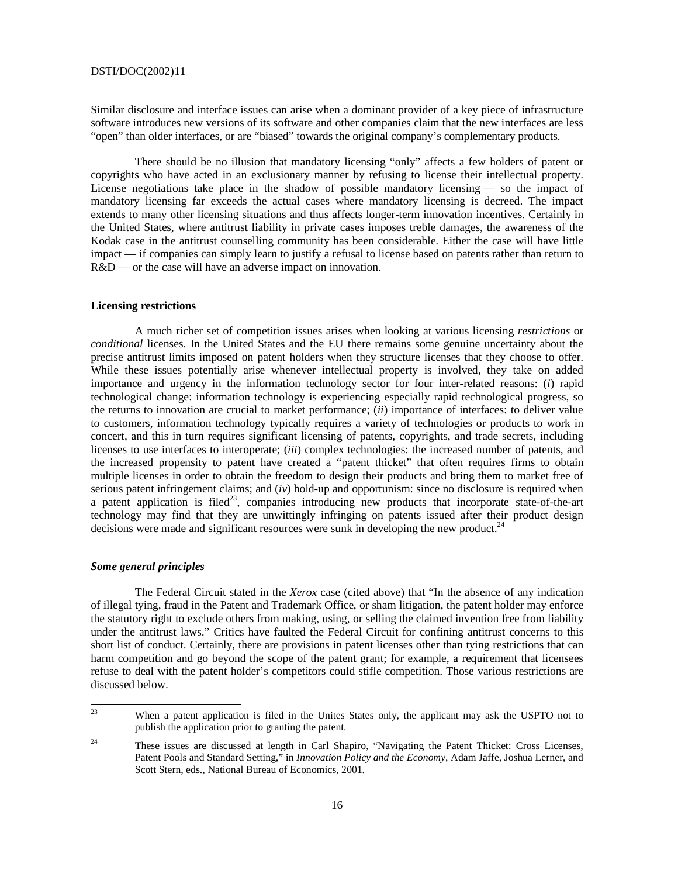Similar disclosure and interface issues can arise when a dominant provider of a key piece of infrastructure software introduces new versions of its software and other companies claim that the new interfaces are less "open" than older interfaces, or are "biased" towards the original company's complementary products.

There should be no illusion that mandatory licensing "only" affects a few holders of patent or copyrights who have acted in an exclusionary manner by refusing to license their intellectual property. License negotiations take place in the shadow of possible mandatory licensing — so the impact of mandatory licensing far exceeds the actual cases where mandatory licensing is decreed. The impact extends to many other licensing situations and thus affects longer-term innovation incentives. Certainly in the United States, where antitrust liability in private cases imposes treble damages, the awareness of the Kodak case in the antitrust counselling community has been considerable. Either the case will have little impact — if companies can simply learn to justify a refusal to license based on patents rather than return to R&D — or the case will have an adverse impact on innovation.

### Licensing restrictions

A much richer set of competition issues arises when looking at various licensing *restrictions* or *conditional* licenses. In the United States and the EU there remains some genuine uncertainty about the precise antitrust limits imposed on patent holders when they structure licenses that they choose to offer. While these issues potentially arise whenever intellectual property is involved, they take on added importance and urgency in the information technology sector for four inter-related reasons: (*i*) rapid technological change: information technology is experiencing especially rapid technological progress, so the returns to innovation are crucial to market performance; (*ii*) importance of interfaces: to deliver value to customers, information technology typically requires a variety of technologies or products to work in concert, and this in turn requires significant licensing of patents, copyrights, and trade secrets, including licenses to use interfaces to interoperate; (*iii*) complex technologies: the increased number of patents, and the increased propensity to patent have created a "patent thicket" that often requires firms to obtain multiple licenses in order to obtain the freedom to design their products and bring them to market free of serious patent infringement claims; and (*iv*) hold-up and opportunism: since no disclosure is required when a patent application is filed[23], companies introducing new products that incorporate state-of-the-art technology may find that they are unwittingly infringing on patents issued after their product design decisions were made and significant resources were sunk in developing the new product.[24]

#### *Some general principles*

The Federal Circuit stated in the *Xerox* case (cited above) that "In the absence of any indication of illegal tying, fraud in the Patent and Trademark Office, or sham litigation, the patent holder may enforce the statutory right to exclude others from making, using, or selling the claimed invention free from liability under the antitrust laws." Critics have faulted the Federal Circuit for confining antitrust concerns to this short list of conduct. Certainly, there are provisions in patent licenses other than tying restrictions that can harm competition and go beyond the scope of the patent grant; for example, a requirement that licensees refuse to deal with the patent holder's competitors could stifle competition. Those various restrictions are discussed below.

---

[23] When a patent application is filed in the Unites States only, the applicant may ask the USPTO not to publish the application prior to granting the patent.

[24] These issues are discussed at length in Carl Shapiro, "Navigating the Patent Thicket: Cross Licenses, Patent Pools and Standard Setting," in *Innovation Policy and the Economy*, Adam Jaffe, Joshua Lerner, and Scott Stern, eds., National Bureau of Economics, 2001.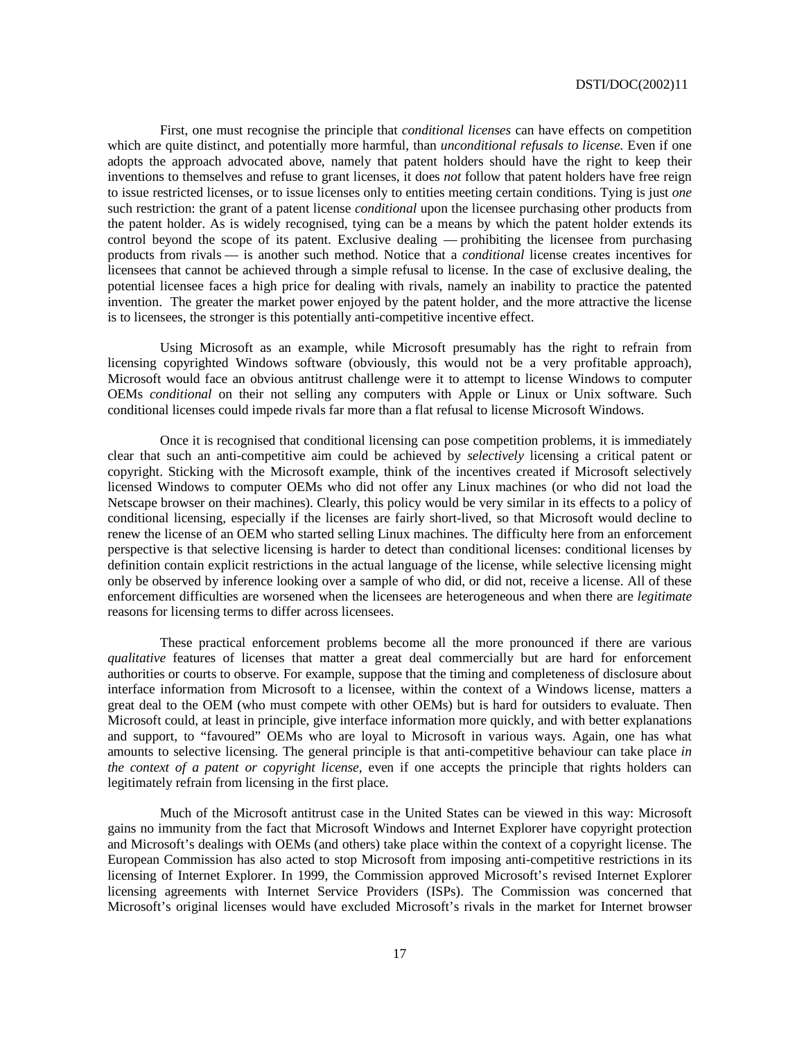First, one must recognise the principle that *conditional licenses* can have effects on competition which are quite distinct, and potentially more harmful, than *unconditional refusals to license.* Even if one adopts the approach advocated above, namely that patent holders should have the right to keep their inventions to themselves and refuse to grant licenses, it does *not* follow that patent holders have free reign to issue restricted licenses, or to issue licenses only to entities meeting certain conditions. Tying is just *one* such restriction: the grant of a patent license *conditional* upon the licensee purchasing other products from the patent holder. As is widely recognised, tying can be a means by which the patent holder extends its control beyond the scope of its patent. Exclusive dealing — prohibiting the licensee from purchasing products from rivals — is another such method. Notice that a *conditional* license creates incentives for licensees that cannot be achieved through a simple refusal to license. In the case of exclusive dealing, the potential licensee faces a high price for dealing with rivals, namely an inability to practice the patented invention. The greater the market power enjoyed by the patent holder, and the more attractive the license is to licensees, the stronger is this potentially anti-competitive incentive effect.

Using Microsoft as an example, while Microsoft presumably has the right to refrain from licensing copyrighted Windows software (obviously, this would not be a very profitable approach), Microsoft would face an obvious antitrust challenge were it to attempt to license Windows to computer OEMs *conditional* on their not selling any computers with Apple or Linux or Unix software. Such conditional licenses could impede rivals far more than a flat refusal to license Microsoft Windows.

Once it is recognised that conditional licensing can pose competition problems, it is immediately clear that such an anti-competitive aim could be achieved by *selectively* licensing a critical patent or copyright. Sticking with the Microsoft example, think of the incentives created if Microsoft selectively licensed Windows to computer OEMs who did not offer any Linux machines (or who did not load the Netscape browser on their machines). Clearly, this policy would be very similar in its effects to a policy of conditional licensing, especially if the licenses are fairly short-lived, so that Microsoft would decline to renew the license of an OEM who started selling Linux machines. The difficulty here from an enforcement perspective is that selective licensing is harder to detect than conditional licenses: conditional licenses by definition contain explicit restrictions in the actual language of the license, while selective licensing might only be observed by inference looking over a sample of who did, or did not, receive a license. All of these enforcement difficulties are worsened when the licensees are heterogeneous and when there are *legitimate* reasons for licensing terms to differ across licensees.

These practical enforcement problems become all the more pronounced if there are various *qualitative* features of licenses that matter a great deal commercially but are hard for enforcement authorities or courts to observe. For example, suppose that the timing and completeness of disclosure about interface information from Microsoft to a licensee, within the context of a Windows license, matters a great deal to the OEM (who must compete with other OEMs) but is hard for outsiders to evaluate. Then Microsoft could, at least in principle, give interface information more quickly, and with better explanations and support, to "favoured" OEMs who are loyal to Microsoft in various ways. Again, one has what amounts to selective licensing. The general principle is that anti-competitive behaviour can take place *in the context of a patent or copyright license*, even if one accepts the principle that rights holders can legitimately refrain from licensing in the first place.

Much of the Microsoft antitrust case in the United States can be viewed in this way: Microsoft gains no immunity from the fact that Microsoft Windows and Internet Explorer have copyright protection and Microsoft's dealings with OEMs (and others) take place within the context of a copyright license. The European Commission has also acted to stop Microsoft from imposing anti-competitive restrictions in its licensing of Internet Explorer. In 1999, the Commission approved Microsoft's revised Internet Explorer licensing agreements with Internet Service Providers (ISPs). The Commission was concerned that Microsoft's original licenses would have excluded Microsoft's rivals in the market for Internet browser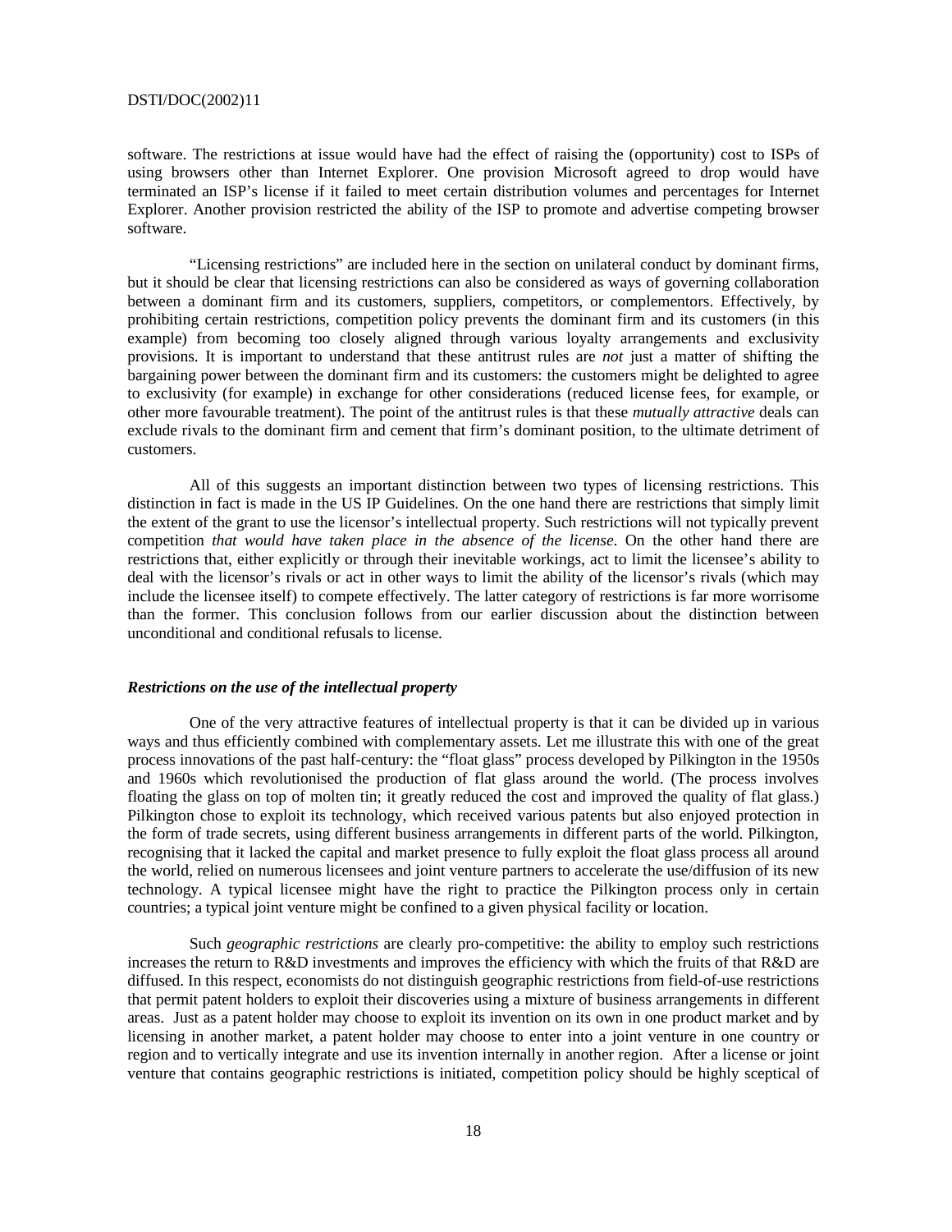software. The restrictions at issue would have had the effect of raising the (opportunity) cost to ISPs of using browsers other than Internet Explorer. One provision Microsoft agreed to drop would have terminated an ISP's license if it failed to meet certain distribution volumes and percentages for Internet Explorer. Another provision restricted the ability of the ISP to promote and advertise competing browser software.

"Licensing restrictions" are included here in the section on unilateral conduct by dominant firms, but it should be clear that licensing restrictions can also be considered as ways of governing collaboration between a dominant firm and its customers, suppliers, competitors, or complementors. Effectively, by prohibiting certain restrictions, competition policy prevents the dominant firm and its customers (in this example) from becoming too closely aligned through various loyalty arrangements and exclusivity provisions. It is important to understand that these antitrust rules are *not* just a matter of shifting the bargaining power between the dominant firm and its customers: the customers might be delighted to agree to exclusivity (for example) in exchange for other considerations (reduced license fees, for example, or other more favourable treatment). The point of the antitrust rules is that these *mutually attractive* deals can exclude rivals to the dominant firm and cement that firm's dominant position, to the ultimate detriment of customers.

All of this suggests an important distinction between two types of licensing restrictions. This distinction in fact is made in the US IP Guidelines. On the one hand there are restrictions that simply limit the extent of the grant to use the licensor's intellectual property. Such restrictions will not typically prevent competition *that would have taken place in the absence of the license*. On the other hand there are restrictions that, either explicitly or through their inevitable workings, act to limit the licensee's ability to deal with the licensor's rivals or act in other ways to limit the ability of the licensor's rivals (which may include the licensee itself) to compete effectively. The latter category of restrictions is far more worrisome than the former. This conclusion follows from our earlier discussion about the distinction between unconditional and conditional refusals to license.

### *Restrictions on the use of the intellectual property*

One of the very attractive features of intellectual property is that it can be divided up in various ways and thus efficiently combined with complementary assets. Let me illustrate this with one of the great process innovations of the past half-century: the "float glass" process developed by Pilkington in the 1950s and 1960s which revolutionised the production of flat glass around the world. (The process involves floating the glass on top of molten tin; it greatly reduced the cost and improved the quality of flat glass.) Pilkington chose to exploit its technology, which received various patents but also enjoyed protection in the form of trade secrets, using different business arrangements in different parts of the world. Pilkington, recognising that it lacked the capital and market presence to fully exploit the float glass process all around the world, relied on numerous licensees and joint venture partners to accelerate the use/diffusion of its new technology. A typical licensee might have the right to practice the Pilkington process only in certain countries; a typical joint venture might be confined to a given physical facility or location.

Such *geographic restrictions* are clearly pro-competitive: the ability to employ such restrictions increases the return to R&D investments and improves the efficiency with which the fruits of that R&D are diffused. In this respect, economists do not distinguish geographic restrictions from field-of-use restrictions that permit patent holders to exploit their discoveries using a mixture of business arrangements in different areas. Just as a patent holder may choose to exploit its invention on its own in one product market and by licensing in another market, a patent holder may choose to enter into a joint venture in one country or region and to vertically integrate and use its invention internally in another region. After a license or joint venture that contains geographic restrictions is initiated, competition policy should be highly sceptical of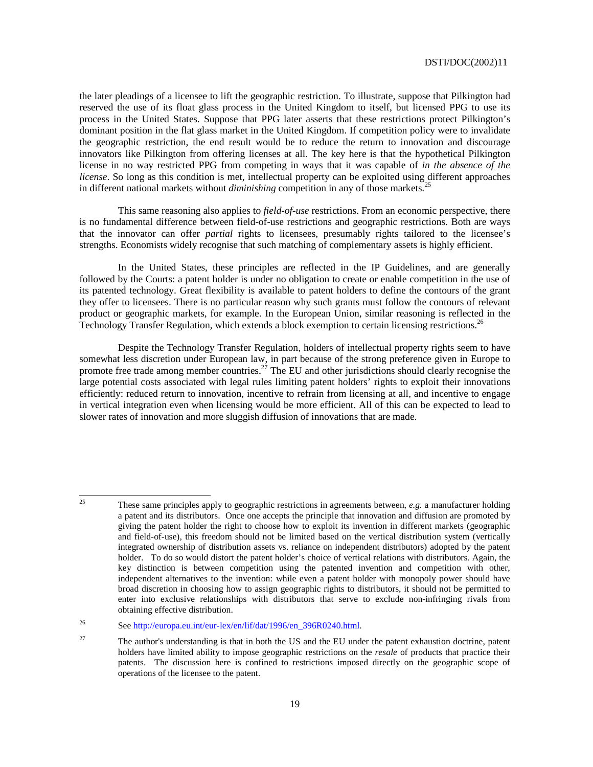the later pleadings of a licensee to lift the geographic restriction. To illustrate, suppose that Pilkington had reserved the use of its float glass process in the United Kingdom to itself, but licensed PPG to use its process in the United States. Suppose that PPG later asserts that these restrictions protect Pilkington's dominant position in the flat glass market in the United Kingdom. If competition policy were to invalidate the geographic restriction, the end result would be to reduce the return to innovation and discourage innovators like Pilkington from offering licenses at all. The key here is that the hypothetical Pilkington license in no way restricted PPG from competing in ways that it was capable of *in the absence of the license*. So long as this condition is met, intellectual property can be exploited using different approaches in different national markets without *diminishing* competition in any of those markets.[25]

This same reasoning also applies to *field-of-use* restrictions. From an economic perspective, there is no fundamental difference between field-of-use restrictions and geographic restrictions. Both are ways that the innovator can offer *partial* rights to licensees, presumably rights tailored to the licensee's strengths. Economists widely recognise that such matching of complementary assets is highly efficient.

In the United States, these principles are reflected in the IP Guidelines, and are generally followed by the Courts: a patent holder is under no obligation to create or enable competition in the use of its patented technology. Great flexibility is available to patent holders to define the contours of the grant they offer to licensees. There is no particular reason why such grants must follow the contours of relevant product or geographic markets, for example. In the European Union, similar reasoning is reflected in the Technology Transfer Regulation, which extends a block exemption to certain licensing restrictions.[26]

Despite the Technology Transfer Regulation, holders of intellectual property rights seem to have somewhat less discretion under European law, in part because of the strong preference given in Europe to promote free trade among member countries.[27] The EU and other jurisdictions should clearly recognise the large potential costs associated with legal rules limiting patent holders' rights to exploit their innovations efficiently: reduced return to innovation, incentive to refrain from licensing at all, and incentive to engage in vertical integration even when licensing would be more efficient. All of this can be expected to lead to slower rates of innovation and more sluggish diffusion of innovations that are made.

---

[25] These same principles apply to geographic restrictions in agreements between, *e.g.* a manufacturer holding a patent and its distributors. Once one accepts the principle that innovation and diffusion are promoted by giving the patent holder the right to choose how to exploit its invention in different markets (geographic and field-of-use), this freedom should not be limited based on the vertical distribution system (vertically integrated ownership of distribution assets vs. reliance on independent distributors) adopted by the patent holder. To do so would distort the patent holder's choice of vertical relations with distributors. Again, the key distinction is between competition using the patented invention and competition with other, independent alternatives to the invention: while even a patent holder with monopoly power should have broad discretion in choosing how to assign geographic rights to distributors, it should not be permitted to enter into exclusive relationships with distributors that serve to exclude non-infringing rivals from obtaining effective distribution.

[26] See http://europa.eu.int/eur-lex/en/lif/dat/1996/en_396R0240.html.

[27] The author's understanding is that in both the US and the EU under the patent exhaustion doctrine, patent holders have limited ability to impose geographic restrictions on the *resale* of products that practice their patents. The discussion here is confined to restrictions imposed directly on the geographic scope of operations of the licensee to the patent.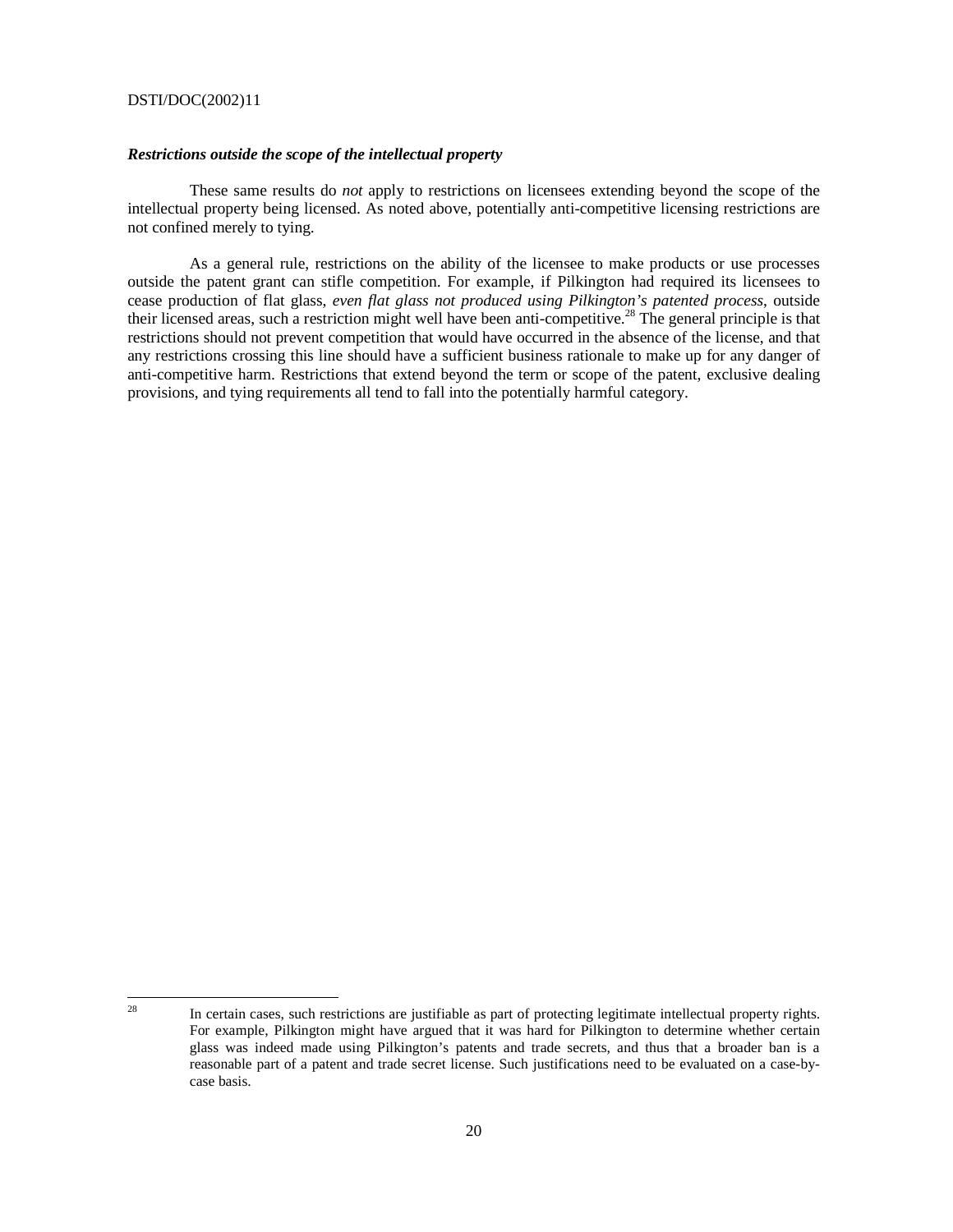### ***Restrictions outside the scope of the intellectual property***

These same results do *not* apply to restrictions on licensees extending beyond the scope of the intellectual property being licensed. As noted above, potentially anti-competitive licensing restrictions are not confined merely to tying.

As a general rule, restrictions on the ability of the licensee to make products or use processes outside the patent grant can stifle competition. For example, if Pilkington had required its licensees to cease production of flat glass, *even flat glass not produced using Pilkington's patented process*, outside their licensed areas, such a restriction might well have been anti-competitive.[28] The general principle is that restrictions should not prevent competition that would have occurred in the absence of the license, and that any restrictions crossing this line should have a sufficient business rationale to make up for any danger of anti-competitive harm. Restrictions that extend beyond the term or scope of the patent, exclusive dealing provisions, and tying requirements all tend to fall into the potentially harmful category.

[28] In certain cases, such restrictions are justifiable as part of protecting legitimate intellectual property rights. For example, Pilkington might have argued that it was hard for Pilkington to determine whether certain glass was indeed made using Pilkington's patents and trade secrets, and thus that a broader ban is a reasonable part of a patent and trade secret license. Such justifications need to be evaluated on a case-by-case basis.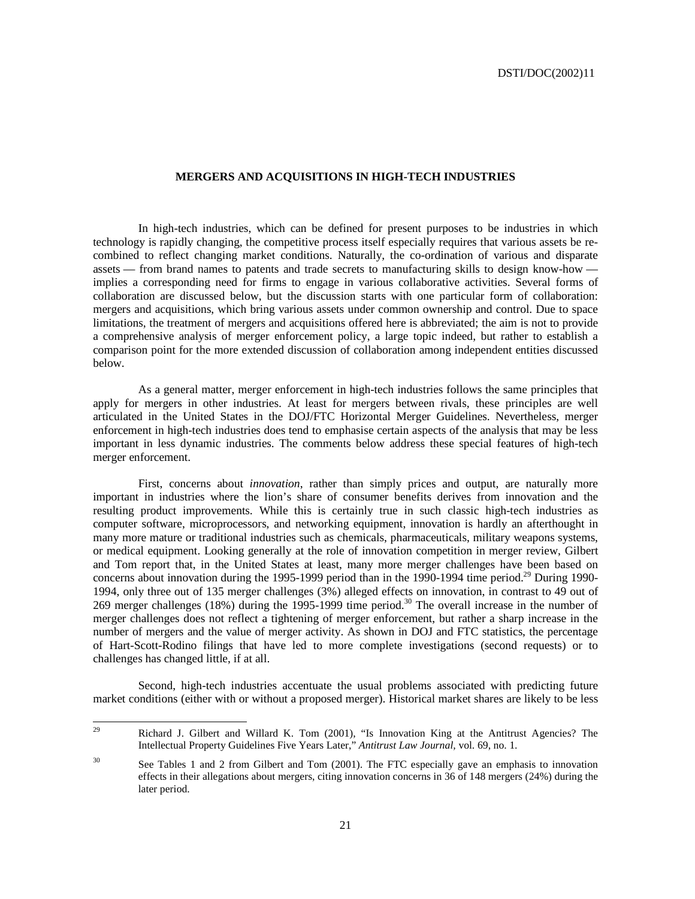## MERGERS AND ACQUISITIONS IN HIGH-TECH INDUSTRIES

In high-tech industries, which can be defined for present purposes to be industries in which technology is rapidly changing, the competitive process itself especially requires that various assets be re-combined to reflect changing market conditions. Naturally, the co-ordination of various and disparate assets — from brand names to patents and trade secrets to manufacturing skills to design know-how — implies a corresponding need for firms to engage in various collaborative activities. Several forms of collaboration are discussed below, but the discussion starts with one particular form of collaboration: mergers and acquisitions, which bring various assets under common ownership and control. Due to space limitations, the treatment of mergers and acquisitions offered here is abbreviated; the aim is not to provide a comprehensive analysis of merger enforcement policy, a large topic indeed, but rather to establish a comparison point for the more extended discussion of collaboration among independent entities discussed below.

As a general matter, merger enforcement in high-tech industries follows the same principles that apply for mergers in other industries. At least for mergers between rivals, these principles are well articulated in the United States in the DOJ/FTC Horizontal Merger Guidelines. Nevertheless, merger enforcement in high-tech industries does tend to emphasise certain aspects of the analysis that may be less important in less dynamic industries. The comments below address these special features of high-tech merger enforcement.

First, concerns about *innovation*, rather than simply prices and output, are naturally more important in industries where the lion's share of consumer benefits derives from innovation and the resulting product improvements. While this is certainly true in such classic high-tech industries as computer software, microprocessors, and networking equipment, innovation is hardly an afterthought in many more mature or traditional industries such as chemicals, pharmaceuticals, military weapons systems, or medical equipment. Looking generally at the role of innovation competition in merger review, Gilbert and Tom report that, in the United States at least, many more merger challenges have been based on concerns about innovation during the 1995-1999 period than in the 1990-1994 time period.[29] During 1990-1994, only three out of 135 merger challenges (3%) alleged effects on innovation, in contrast to 49 out of 269 merger challenges (18%) during the 1995-1999 time period.[30] The overall increase in the number of merger challenges does not reflect a tightening of merger enforcement, but rather a sharp increase in the number of mergers and the value of merger activity. As shown in DOJ and FTC statistics, the percentage of Hart-Scott-Rodino filings that have led to more complete investigations (second requests) or to challenges has changed little, if at all.

Second, high-tech industries accentuate the usual problems associated with predicting future market conditions (either with or without a proposed merger). Historical market shares are likely to be less

---

[29] Richard J. Gilbert and Willard K. Tom (2001), "Is Innovation King at the Antitrust Agencies? The Intellectual Property Guidelines Five Years Later," *Antitrust Law Journal,* vol. 69, no. 1.

[30] See Tables 1 and 2 from Gilbert and Tom (2001). The FTC especially gave an emphasis to innovation effects in their allegations about mergers, citing innovation concerns in 36 of 148 mergers (24%) during the later period.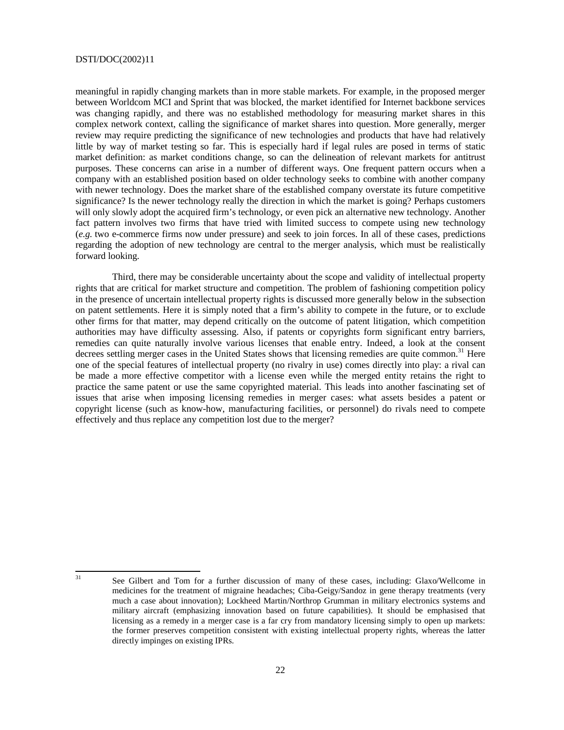meaningful in rapidly changing markets than in more stable markets. For example, in the proposed merger between Worldcom MCI and Sprint that was blocked, the market identified for Internet backbone services was changing rapidly, and there was no established methodology for measuring market shares in this complex network context, calling the significance of market shares into question. More generally, merger review may require predicting the significance of new technologies and products that have had relatively little by way of market testing so far. This is especially hard if legal rules are posed in terms of static market definition: as market conditions change, so can the delineation of relevant markets for antitrust purposes. These concerns can arise in a number of different ways. One frequent pattern occurs when a company with an established position based on older technology seeks to combine with another company with newer technology. Does the market share of the established company overstate its future competitive significance? Is the newer technology really the direction in which the market is going? Perhaps customers will only slowly adopt the acquired firm's technology, or even pick an alternative new technology. Another fact pattern involves two firms that have tried with limited success to compete using new technology (*e.g.* two e-commerce firms now under pressure) and seek to join forces. In all of these cases, predictions regarding the adoption of new technology are central to the merger analysis, which must be realistically forward looking.

Third, there may be considerable uncertainty about the scope and validity of intellectual property rights that are critical for market structure and competition. The problem of fashioning competition policy in the presence of uncertain intellectual property rights is discussed more generally below in the subsection on patent settlements. Here it is simply noted that a firm's ability to compete in the future, or to exclude other firms for that matter, may depend critically on the outcome of patent litigation, which competition authorities may have difficulty assessing. Also, if patents or copyrights form significant entry barriers, remedies can quite naturally involve various licenses that enable entry. Indeed, a look at the consent decrees settling merger cases in the United States shows that licensing remedies are quite common.[31] Here one of the special features of intellectual property (no rivalry in use) comes directly into play: a rival can be made a more effective competitor with a license even while the merged entity retains the right to practice the same patent or use the same copyrighted material. This leads into another fascinating set of issues that arise when imposing licensing remedies in merger cases: what assets besides a patent or copyright license (such as know-how, manufacturing facilities, or personnel) do rivals need to compete effectively and thus replace any competition lost due to the merger?

---

[31] See Gilbert and Tom for a further discussion of many of these cases, including: Glaxo/Wellcome in medicines for the treatment of migraine headaches; Ciba-Geigy/Sandoz in gene therapy treatments (very much a case about innovation); Lockheed Martin/Northrop Grumman in military electronics systems and military aircraft (emphasizing innovation based on future capabilities). It should be emphasised that licensing as a remedy in a merger case is a far cry from mandatory licensing simply to open up markets: the former preserves competition consistent with existing intellectual property rights, whereas the latter directly impinges on existing IPRs.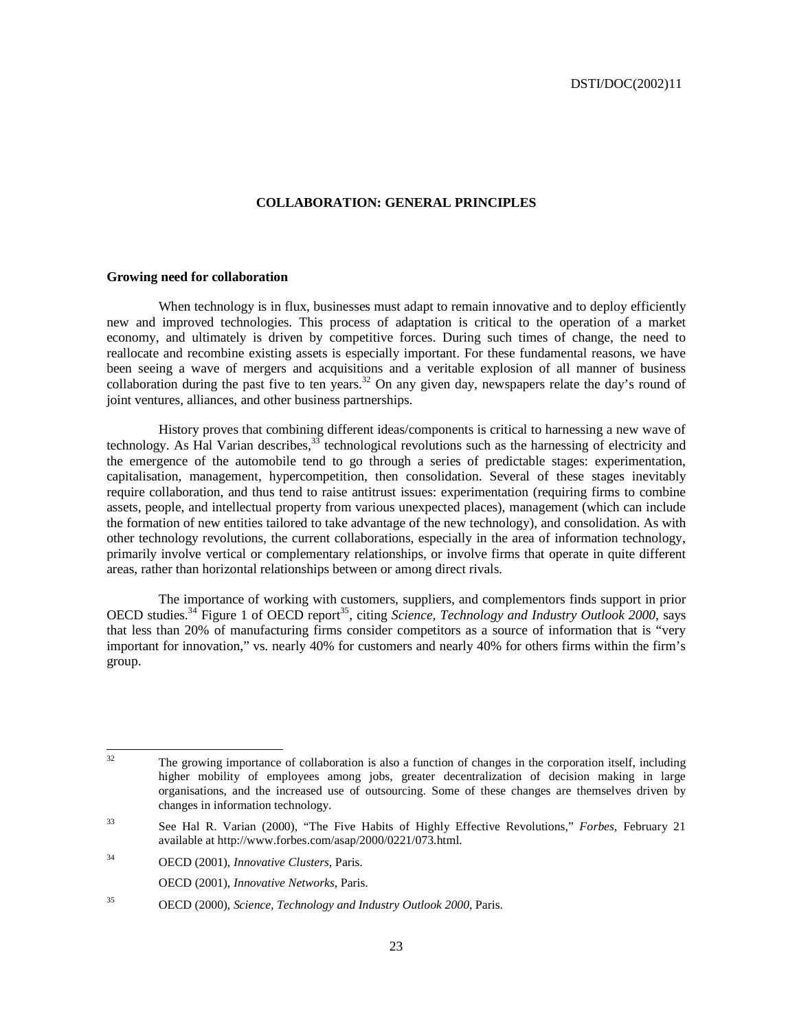## COLLABORATION: GENERAL PRINCIPLES

### Growing need for collaboration

When technology is in flux, businesses must adapt to remain innovative and to deploy efficiently new and improved technologies. This process of adaptation is critical to the operation of a market economy, and ultimately is driven by competitive forces. During such times of change, the need to reallocate and recombine existing assets is especially important. For these fundamental reasons, we have been seeing a wave of mergers and acquisitions and a veritable explosion of all manner of business collaboration during the past five to ten years.[32] On any given day, newspapers relate the day's round of joint ventures, alliances, and other business partnerships.

History proves that combining different ideas/components is critical to harnessing a new wave of technology. As Hal Varian describes,[33] technological revolutions such as the harnessing of electricity and the emergence of the automobile tend to go through a series of predictable stages: experimentation, capitalisation, management, hypercompetition, then consolidation. Several of these stages inevitably require collaboration, and thus tend to raise antitrust issues: experimentation (requiring firms to combine assets, people, and intellectual property from various unexpected places), management (which can include the formation of new entities tailored to take advantage of the new technology), and consolidation. As with other technology revolutions, the current collaborations, especially in the area of information technology, primarily involve vertical or complementary relationships, or involve firms that operate in quite different areas, rather than horizontal relationships between or among direct rivals.

The importance of working with customers, suppliers, and complementors finds support in prior OECD studies.[34] Figure 1 of OECD report[35], citing *Science, Technology and Industry Outlook 2000*, says that less than 20% of manufacturing firms consider competitors as a source of information that is "very important for innovation," vs. nearly 40% for customers and nearly 40% for others firms within the firm's group.

---

[32] The growing importance of collaboration is also a function of changes in the corporation itself, including higher mobility of employees among jobs, greater decentralization of decision making in large organisations, and the increased use of outsourcing. Some of these changes are themselves driven by changes in information technology.

[33] See Hal R. Varian (2000), "The Five Habits of Highly Effective Revolutions," *Forbes*, February 21 available at http://www.forbes.com/asap/2000/0221/073.html.

[34] OECD (2001), *Innovative Clusters*, Paris.

OECD (2001), *Innovative Networks*, Paris.

[35] OECD (2000), *Science, Technology and Industry Outlook 2000*, Paris.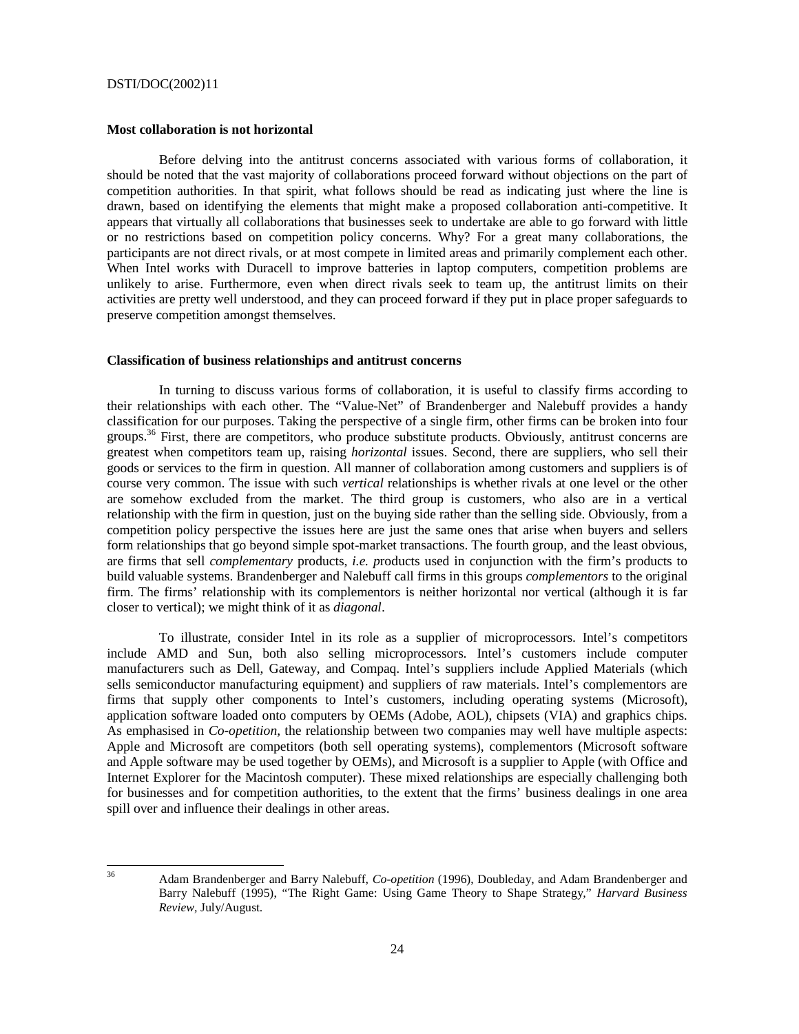### Most collaboration is not horizontal

Before delving into the antitrust concerns associated with various forms of collaboration, it should be noted that the vast majority of collaborations proceed forward without objections on the part of competition authorities. In that spirit, what follows should be read as indicating just where the line is drawn, based on identifying the elements that might make a proposed collaboration anti-competitive. It appears that virtually all collaborations that businesses seek to undertake are able to go forward with little or no restrictions based on competition policy concerns. Why? For a great many collaborations, the participants are not direct rivals, or at most compete in limited areas and primarily complement each other. When Intel works with Duracell to improve batteries in laptop computers, competition problems are unlikely to arise. Furthermore, even when direct rivals seek to team up, the antitrust limits on their activities are pretty well understood, and they can proceed forward if they put in place proper safeguards to preserve competition amongst themselves.

### Classification of business relationships and antitrust concerns

In turning to discuss various forms of collaboration, it is useful to classify firms according to their relationships with each other. The "Value-Net" of Brandenberger and Nalebuff provides a handy classification for our purposes. Taking the perspective of a single firm, other firms can be broken into four groups.[36] First, there are competitors, who produce substitute products. Obviously, antitrust concerns are greatest when competitors team up, raising *horizontal* issues. Second, there are suppliers, who sell their goods or services to the firm in question. All manner of collaboration among customers and suppliers is of course very common. The issue with such *vertical* relationships is whether rivals at one level or the other are somehow excluded from the market. The third group is customers, who also are in a vertical relationship with the firm in question, just on the buying side rather than the selling side. Obviously, from a competition policy perspective the issues here are just the same ones that arise when buyers and sellers form relationships that go beyond simple spot-market transactions. The fourth group, and the least obvious, are firms that sell *complementary* products, *i.e. p*roducts used in conjunction with the firm's products to build valuable systems. Brandenberger and Nalebuff call firms in this groups *complementors* to the original firm. The firms' relationship with its complementors is neither horizontal nor vertical (although it is far closer to vertical); we might think of it as *diagonal*.

To illustrate, consider Intel in its role as a supplier of microprocessors. Intel's competitors include AMD and Sun, both also selling microprocessors. Intel's customers include computer manufacturers such as Dell, Gateway, and Compaq. Intel's suppliers include Applied Materials (which sells semiconductor manufacturing equipment) and suppliers of raw materials. Intel's complementors are firms that supply other components to Intel's customers, including operating systems (Microsoft), application software loaded onto computers by OEMs (Adobe, AOL), chipsets (VIA) and graphics chips. As emphasised in *Co-opetition*, the relationship between two companies may well have multiple aspects: Apple and Microsoft are competitors (both sell operating systems), complementors (Microsoft software and Apple software may be used together by OEMs), and Microsoft is a supplier to Apple (with Office and Internet Explorer for the Macintosh computer). These mixed relationships are especially challenging both for businesses and for competition authorities, to the extent that the firms' business dealings in one area spill over and influence their dealings in other areas.

---

[36] Adam Brandenberger and Barry Nalebuff, *Co-opetition* (1996), Doubleday, and Adam Brandenberger and Barry Nalebuff (1995), "The Right Game: Using Game Theory to Shape Strategy," *Harvard Business Review*, July/August.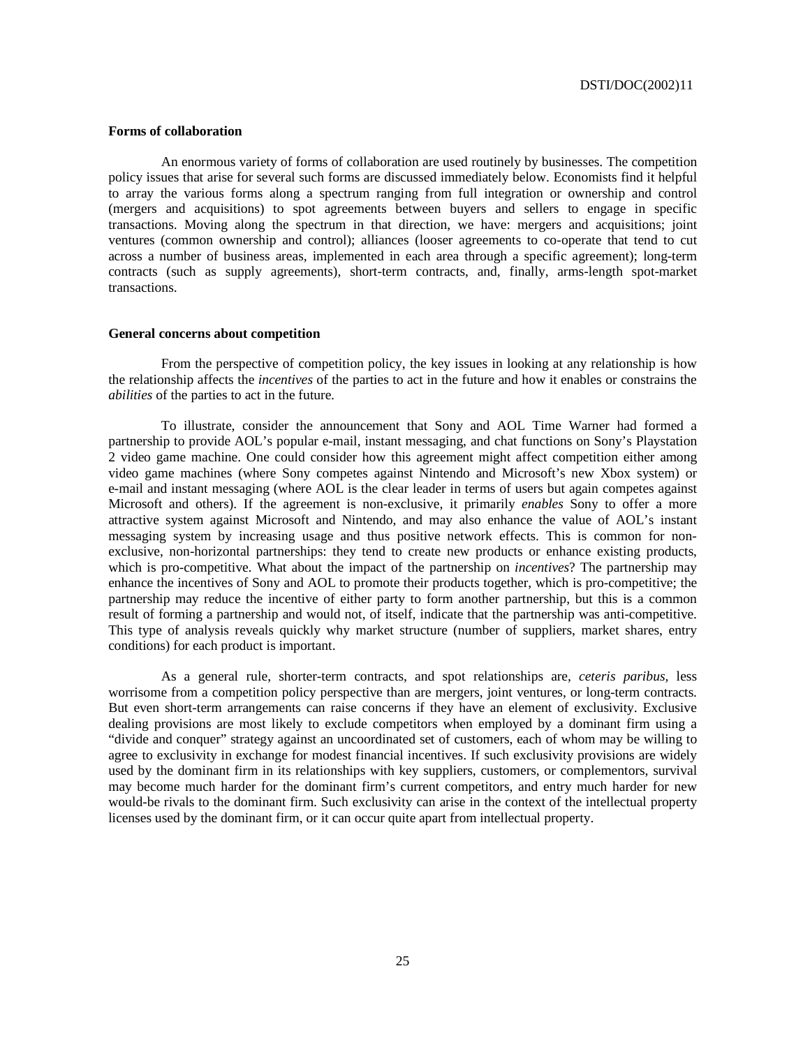### Forms of collaboration

An enormous variety of forms of collaboration are used routinely by businesses. The competition policy issues that arise for several such forms are discussed immediately below. Economists find it helpful to array the various forms along a spectrum ranging from full integration or ownership and control (mergers and acquisitions) to spot agreements between buyers and sellers to engage in specific transactions. Moving along the spectrum in that direction, we have: mergers and acquisitions; joint ventures (common ownership and control); alliances (looser agreements to co-operate that tend to cut across a number of business areas, implemented in each area through a specific agreement); long-term contracts (such as supply agreements), short-term contracts, and, finally, arms-length spot-market transactions.

### General concerns about competition

From the perspective of competition policy, the key issues in looking at any relationship is how the relationship affects the *incentives* of the parties to act in the future and how it enables or constrains the *abilities* of the parties to act in the future.

To illustrate, consider the announcement that Sony and AOL Time Warner had formed a partnership to provide AOL's popular e-mail, instant messaging, and chat functions on Sony's Playstation 2 video game machine. One could consider how this agreement might affect competition either among video game machines (where Sony competes against Nintendo and Microsoft's new Xbox system) or e-mail and instant messaging (where AOL is the clear leader in terms of users but again competes against Microsoft and others). If the agreement is non-exclusive, it primarily *enables* Sony to offer a more attractive system against Microsoft and Nintendo, and may also enhance the value of AOL's instant messaging system by increasing usage and thus positive network effects. This is common for non-exclusive, non-horizontal partnerships: they tend to create new products or enhance existing products, which is pro-competitive. What about the impact of the partnership on *incentives*? The partnership may enhance the incentives of Sony and AOL to promote their products together, which is pro-competitive; the partnership may reduce the incentive of either party to form another partnership, but this is a common result of forming a partnership and would not, of itself, indicate that the partnership was anti-competitive. This type of analysis reveals quickly why market structure (number of suppliers, market shares, entry conditions) for each product is important.

As a general rule, shorter-term contracts, and spot relationships are, *ceteris paribus,* less worrisome from a competition policy perspective than are mergers, joint ventures, or long-term contracts. But even short-term arrangements can raise concerns if they have an element of exclusivity. Exclusive dealing provisions are most likely to exclude competitors when employed by a dominant firm using a "divide and conquer" strategy against an uncoordinated set of customers, each of whom may be willing to agree to exclusivity in exchange for modest financial incentives. If such exclusivity provisions are widely used by the dominant firm in its relationships with key suppliers, customers, or complementors, survival may become much harder for the dominant firm's current competitors, and entry much harder for new would-be rivals to the dominant firm. Such exclusivity can arise in the context of the intellectual property licenses used by the dominant firm, or it can occur quite apart from intellectual property.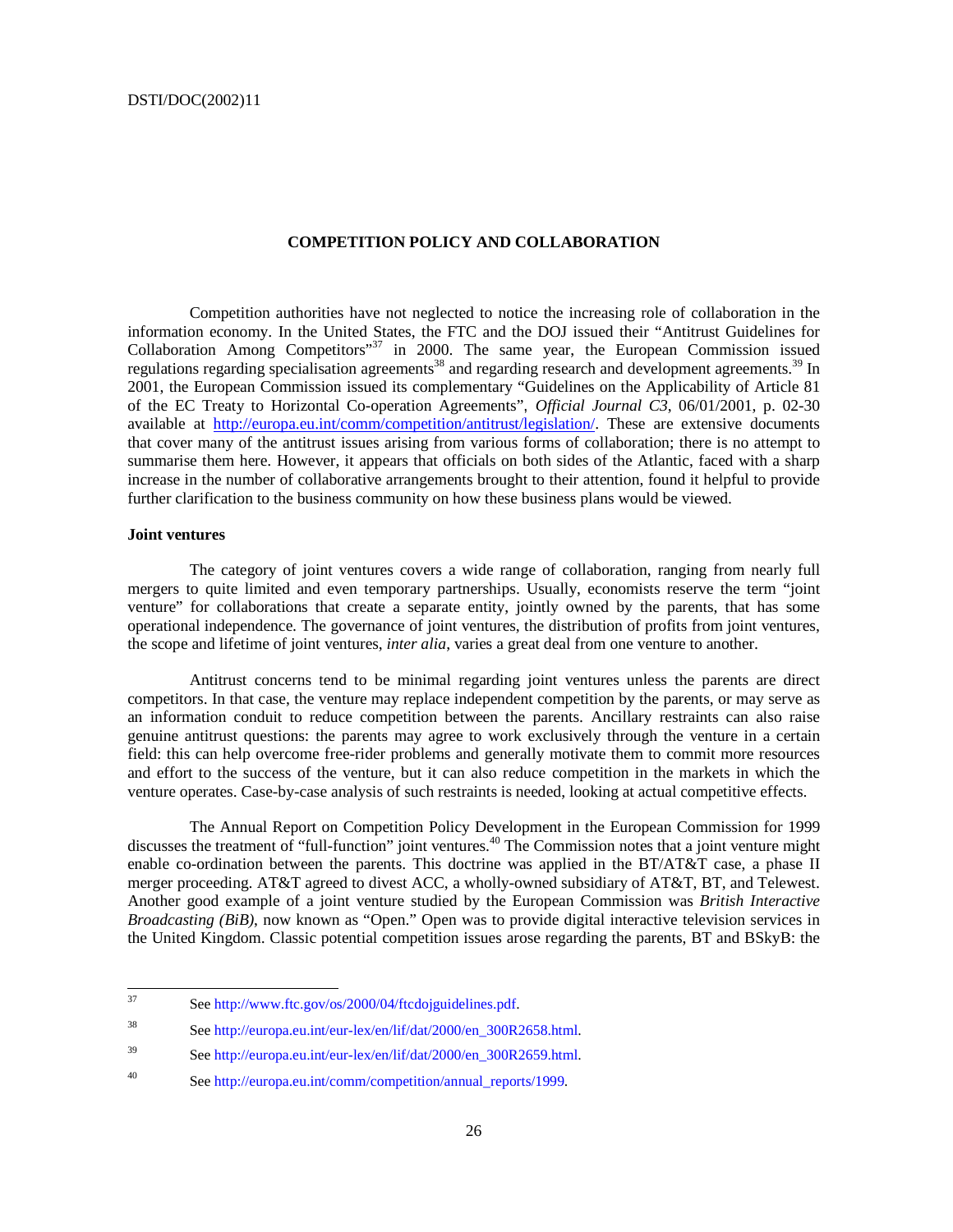## COMPETITION POLICY AND COLLABORATION

Competition authorities have not neglected to notice the increasing role of collaboration in the information economy. In the United States, the FTC and the DOJ issued their "Antitrust Guidelines for Collaboration Among Competitors"[37] in 2000. The same year, the European Commission issued regulations regarding specialisation agreements[38] and regarding research and development agreements.[39] In 2001, the European Commission issued its complementary "Guidelines on the Applicability of Article 81 of the EC Treaty to Horizontal Co-operation Agreements", *Official Journal C3*, 06/01/2001, p. 02-30 available at http://europa.eu.int/comm/competition/antitrust/legislation/. These are extensive documents that cover many of the antitrust issues arising from various forms of collaboration; there is no attempt to summarise them here. However, it appears that officials on both sides of the Atlantic, faced with a sharp increase in the number of collaborative arrangements brought to their attention, found it helpful to provide further clarification to the business community on how these business plans would be viewed.

### Joint ventures

The category of joint ventures covers a wide range of collaboration, ranging from nearly full mergers to quite limited and even temporary partnerships. Usually, economists reserve the term "joint venture" for collaborations that create a separate entity, jointly owned by the parents, that has some operational independence. The governance of joint ventures, the distribution of profits from joint ventures, the scope and lifetime of joint ventures, *inter alia*, varies a great deal from one venture to another.

Antitrust concerns tend to be minimal regarding joint ventures unless the parents are direct competitors. In that case, the venture may replace independent competition by the parents, or may serve as an information conduit to reduce competition between the parents. Ancillary restraints can also raise genuine antitrust questions: the parents may agree to work exclusively through the venture in a certain field: this can help overcome free-rider problems and generally motivate them to commit more resources and effort to the success of the venture, but it can also reduce competition in the markets in which the venture operates. Case-by-case analysis of such restraints is needed, looking at actual competitive effects.

The Annual Report on Competition Policy Development in the European Commission for 1999 discusses the treatment of "full-function" joint ventures.[40] The Commission notes that a joint venture might enable co-ordination between the parents. This doctrine was applied in the BT/AT&T case, a phase II merger proceeding. AT&T agreed to divest ACC, a wholly-owned subsidiary of AT&T, BT, and Telewest. Another good example of a joint venture studied by the European Commission was *British Interactive Broadcasting (BiB)*, now known as "Open." Open was to provide digital interactive television services in the United Kingdom. Classic potential competition issues arose regarding the parents, BT and BSkyB: the

---

[37] See http://www.ftc.gov/os/2000/04/ftcdojguidelines.pdf.

[38] See http://europa.eu.int/eur-lex/en/lif/dat/2000/en_300R2658.html.

[39] See http://europa.eu.int/eur-lex/en/lif/dat/2000/en_300R2659.html.

[40] See http://europa.eu.int/comm/competition/annual_reports/1999.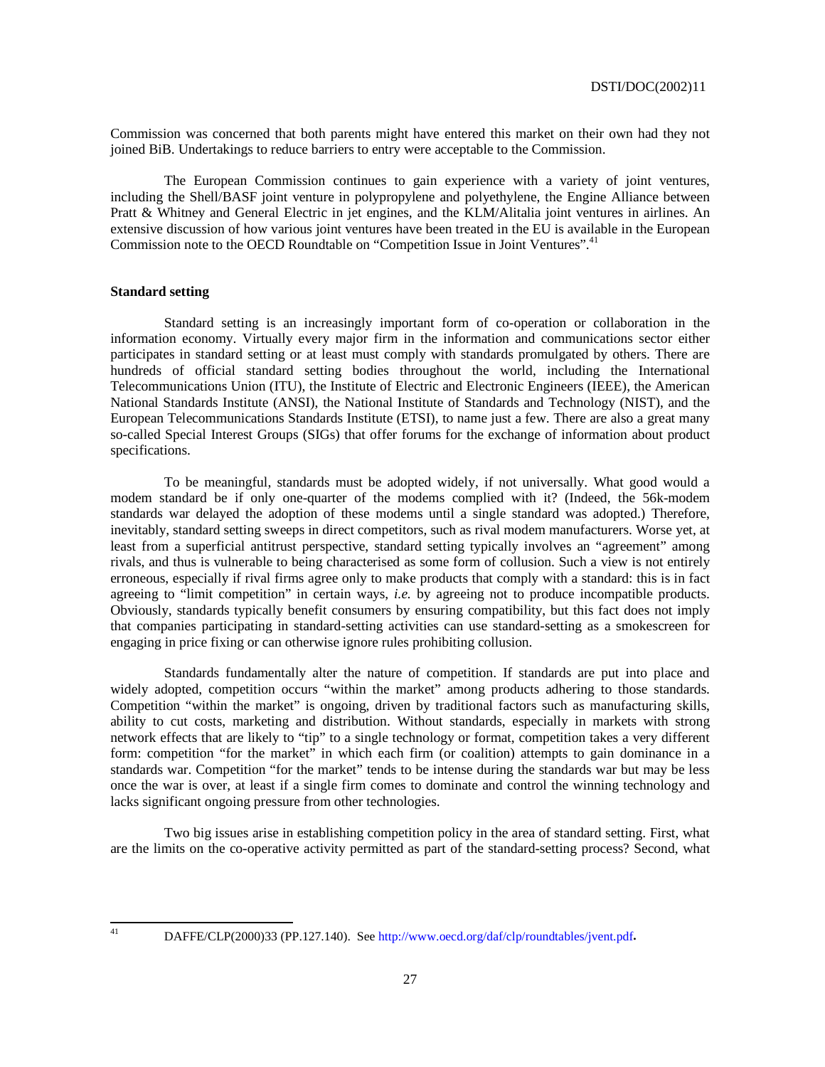Commission was concerned that both parents might have entered this market on their own had they not joined BiB. Undertakings to reduce barriers to entry were acceptable to the Commission.

The European Commission continues to gain experience with a variety of joint ventures, including the Shell/BASF joint venture in polypropylene and polyethylene, the Engine Alliance between Pratt & Whitney and General Electric in jet engines, and the KLM/Alitalia joint ventures in airlines. An extensive discussion of how various joint ventures have been treated in the EU is available in the European Commission note to the OECD Roundtable on "Competition Issue in Joint Ventures".[41]

**Standard setting**

Standard setting is an increasingly important form of co-operation or collaboration in the information economy. Virtually every major firm in the information and communications sector either participates in standard setting or at least must comply with standards promulgated by others. There are hundreds of official standard setting bodies throughout the world, including the International Telecommunications Union (ITU), the Institute of Electric and Electronic Engineers (IEEE), the American National Standards Institute (ANSI), the National Institute of Standards and Technology (NIST), and the European Telecommunications Standards Institute (ETSI), to name just a few. There are also a great many so-called Special Interest Groups (SIGs) that offer forums for the exchange of information about product specifications.

To be meaningful, standards must be adopted widely, if not universally. What good would a modem standard be if only one-quarter of the modems complied with it? (Indeed, the 56k-modem standards war delayed the adoption of these modems until a single standard was adopted.) Therefore, inevitably, standard setting sweeps in direct competitors, such as rival modem manufacturers. Worse yet, at least from a superficial antitrust perspective, standard setting typically involves an "agreement" among rivals, and thus is vulnerable to being characterised as some form of collusion. Such a view is not entirely erroneous, especially if rival firms agree only to make products that comply with a standard: this is in fact agreeing to "limit competition" in certain ways, *i.e.* by agreeing not to produce incompatible products. Obviously, standards typically benefit consumers by ensuring compatibility, but this fact does not imply that companies participating in standard-setting activities can use standard-setting as a smokescreen for engaging in price fixing or can otherwise ignore rules prohibiting collusion.

Standards fundamentally alter the nature of competition. If standards are put into place and widely adopted, competition occurs "within the market" among products adhering to those standards. Competition "within the market" is ongoing, driven by traditional factors such as manufacturing skills, ability to cut costs, marketing and distribution. Without standards, especially in markets with strong network effects that are likely to "tip" to a single technology or format, competition takes a very different form: competition "for the market" in which each firm (or coalition) attempts to gain dominance in a standards war. Competition "for the market" tends to be intense during the standards war but may be less once the war is over, at least if a single firm comes to dominate and control the winning technology and lacks significant ongoing pressure from other technologies.

Two big issues arise in establishing competition policy in the area of standard setting. First, what are the limits on the co-operative activity permitted as part of the standard-setting process? Second, what

---

[41] DAFFE/CLP(2000)33 (PP.127.140). See http://www.oecd.org/daf/clp/roundtables/jvent.pdf.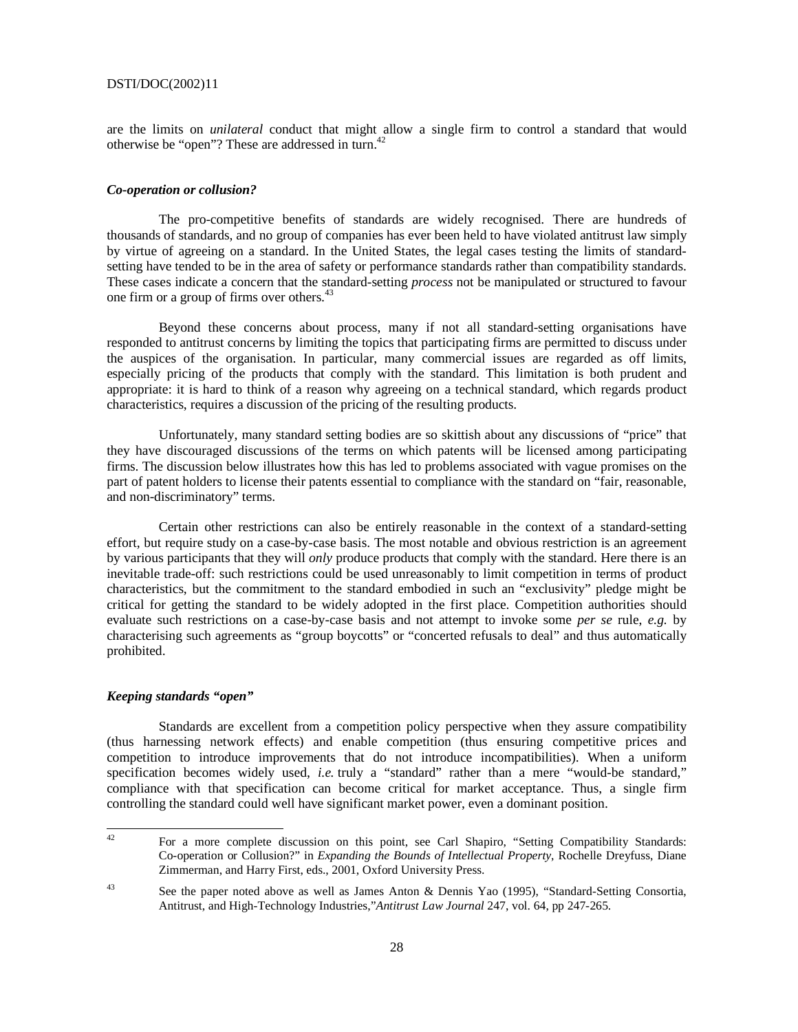are the limits on *unilateral* conduct that might allow a single firm to control a standard that would otherwise be "open"? These are addressed in turn.[42]

### *Co-operation or collusion?*

The pro-competitive benefits of standards are widely recognised. There are hundreds of thousands of standards, and no group of companies has ever been held to have violated antitrust law simply by virtue of agreeing on a standard. In the United States, the legal cases testing the limits of standard-setting have tended to be in the area of safety or performance standards rather than compatibility standards. These cases indicate a concern that the standard-setting *process* not be manipulated or structured to favour one firm or a group of firms over others.[43]

Beyond these concerns about process, many if not all standard-setting organisations have responded to antitrust concerns by limiting the topics that participating firms are permitted to discuss under the auspices of the organisation. In particular, many commercial issues are regarded as off limits, especially pricing of the products that comply with the standard. This limitation is both prudent and appropriate: it is hard to think of a reason why agreeing on a technical standard, which regards product characteristics, requires a discussion of the pricing of the resulting products.

Unfortunately, many standard setting bodies are so skittish about any discussions of "price" that they have discouraged discussions of the terms on which patents will be licensed among participating firms. The discussion below illustrates how this has led to problems associated with vague promises on the part of patent holders to license their patents essential to compliance with the standard on "fair, reasonable, and non-discriminatory" terms.

Certain other restrictions can also be entirely reasonable in the context of a standard-setting effort, but require study on a case-by-case basis. The most notable and obvious restriction is an agreement by various participants that they will *only* produce products that comply with the standard. Here there is an inevitable trade-off: such restrictions could be used unreasonably to limit competition in terms of product characteristics, but the commitment to the standard embodied in such an "exclusivity" pledge might be critical for getting the standard to be widely adopted in the first place. Competition authorities should evaluate such restrictions on a case-by-case basis and not attempt to invoke some *per se* rule, *e.g.* by characterising such agreements as "group boycotts" or "concerted refusals to deal" and thus automatically prohibited.

### *Keeping standards "open"*

Standards are excellent from a competition policy perspective when they assure compatibility (thus harnessing network effects) and enable competition (thus ensuring competitive prices and competition to introduce improvements that do not introduce incompatibilities). When a uniform specification becomes widely used, *i.e.* truly a "standard" rather than a mere "would-be standard," compliance with that specification can become critical for market acceptance. Thus, a single firm controlling the standard could well have significant market power, even a dominant position.

---

[42] For a more complete discussion on this point, see Carl Shapiro, "Setting Compatibility Standards: Co-operation or Collusion?" in *Expanding the Bounds of Intellectual Property*, Rochelle Dreyfuss, Diane Zimmerman, and Harry First, eds., 2001, Oxford University Press.

[43] See the paper noted above as well as James Anton & Dennis Yao (1995), "Standard-Setting Consortia, Antitrust, and High-Technology Industries,"*Antitrust Law Journal* 247, vol. 64, pp 247-265.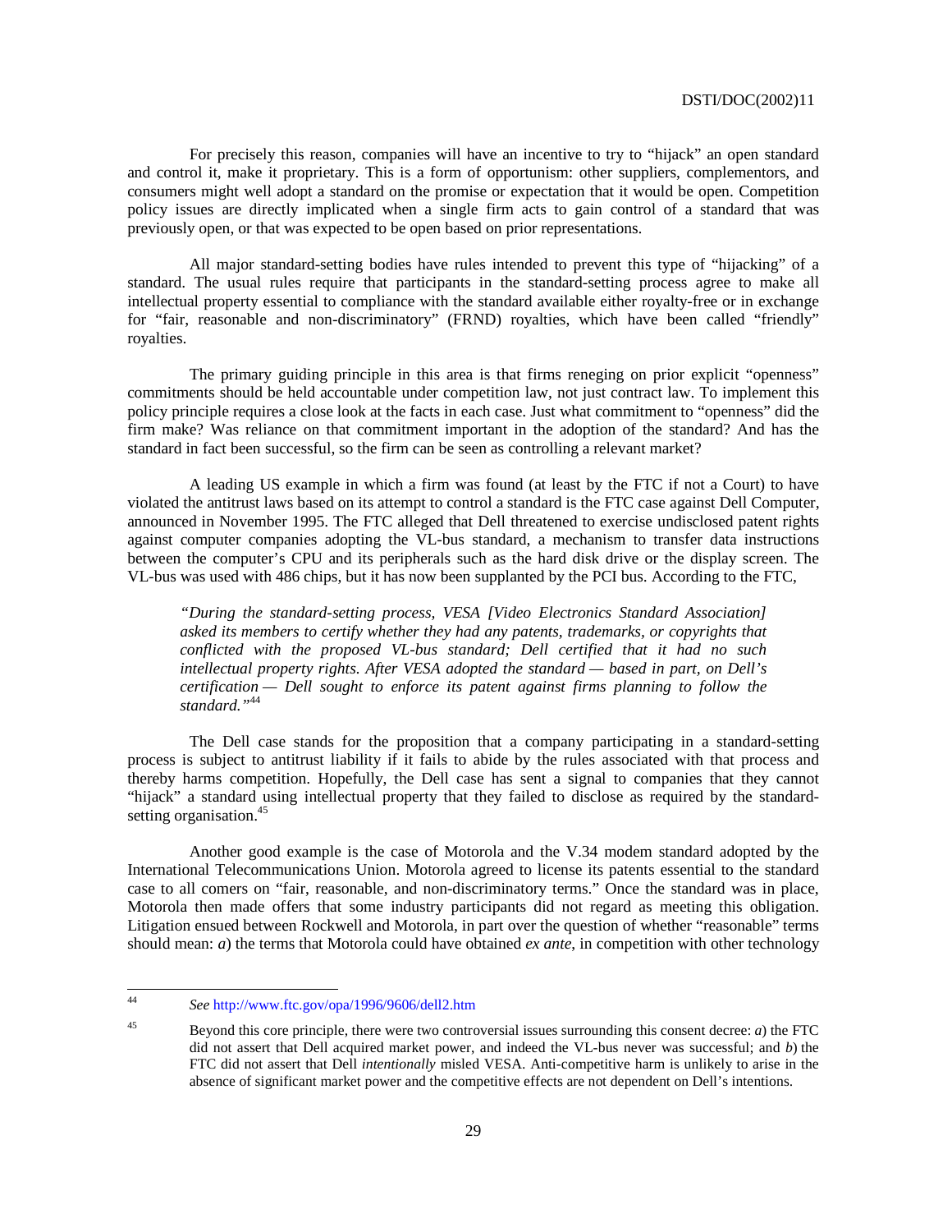For precisely this reason, companies will have an incentive to try to "hijack" an open standard and control it, make it proprietary. This is a form of opportunism: other suppliers, complementors, and consumers might well adopt a standard on the promise or expectation that it would be open. Competition policy issues are directly implicated when a single firm acts to gain control of a standard that was previously open, or that was expected to be open based on prior representations.

All major standard-setting bodies have rules intended to prevent this type of "hijacking" of a standard. The usual rules require that participants in the standard-setting process agree to make all intellectual property essential to compliance with the standard available either royalty-free or in exchange for "fair, reasonable and non-discriminatory" (FRND) royalties, which have been called "friendly" royalties.

The primary guiding principle in this area is that firms reneging on prior explicit "openness" commitments should be held accountable under competition law, not just contract law. To implement this policy principle requires a close look at the facts in each case. Just what commitment to "openness" did the firm make? Was reliance on that commitment important in the adoption of the standard? And has the standard in fact been successful, so the firm can be seen as controlling a relevant market?

A leading US example in which a firm was found (at least by the FTC if not a Court) to have violated the antitrust laws based on its attempt to control a standard is the FTC case against Dell Computer, announced in November 1995. The FTC alleged that Dell threatened to exercise undisclosed patent rights against computer companies adopting the VL-bus standard, a mechanism to transfer data instructions between the computer's CPU and its peripherals such as the hard disk drive or the display screen. The VL-bus was used with 486 chips, but it has now been supplanted by the PCI bus. According to the FTC,

> *"During the standard-setting process, VESA [Video Electronics Standard Association] asked its members to certify whether they had any patents, trademarks, or copyrights that conflicted with the proposed VL-bus standard; Dell certified that it had no such intellectual property rights. After VESA adopted the standard — based in part, on Dell's certification — Dell sought to enforce its patent against firms planning to follow the standard."*[44]

The Dell case stands for the proposition that a company participating in a standard-setting process is subject to antitrust liability if it fails to abide by the rules associated with that process and thereby harms competition. Hopefully, the Dell case has sent a signal to companies that they cannot "hijack" a standard using intellectual property that they failed to disclose as required by the standard-setting organisation.[45]

Another good example is the case of Motorola and the V.34 modem standard adopted by the International Telecommunications Union. Motorola agreed to license its patents essential to the standard case to all comers on "fair, reasonable, and non-discriminatory terms." Once the standard was in place, Motorola then made offers that some industry participants did not regard as meeting this obligation. Litigation ensued between Rockwell and Motorola, in part over the question of whether "reasonable" terms should mean: *a*) the terms that Motorola could have obtained *ex ante*, in competition with other technology

---

44. *See* http://www.ftc.gov/opa/1996/9606/dell2.htm

45. Beyond this core principle, there were two controversial issues surrounding this consent decree: *a*) the FTC did not assert that Dell acquired market power, and indeed the VL-bus never was successful; and *b*) the FTC did not assert that Dell *intentionally* misled VESA. Anti-competitive harm is unlikely to arise in the absence of significant market power and the competitive effects are not dependent on Dell's intentions.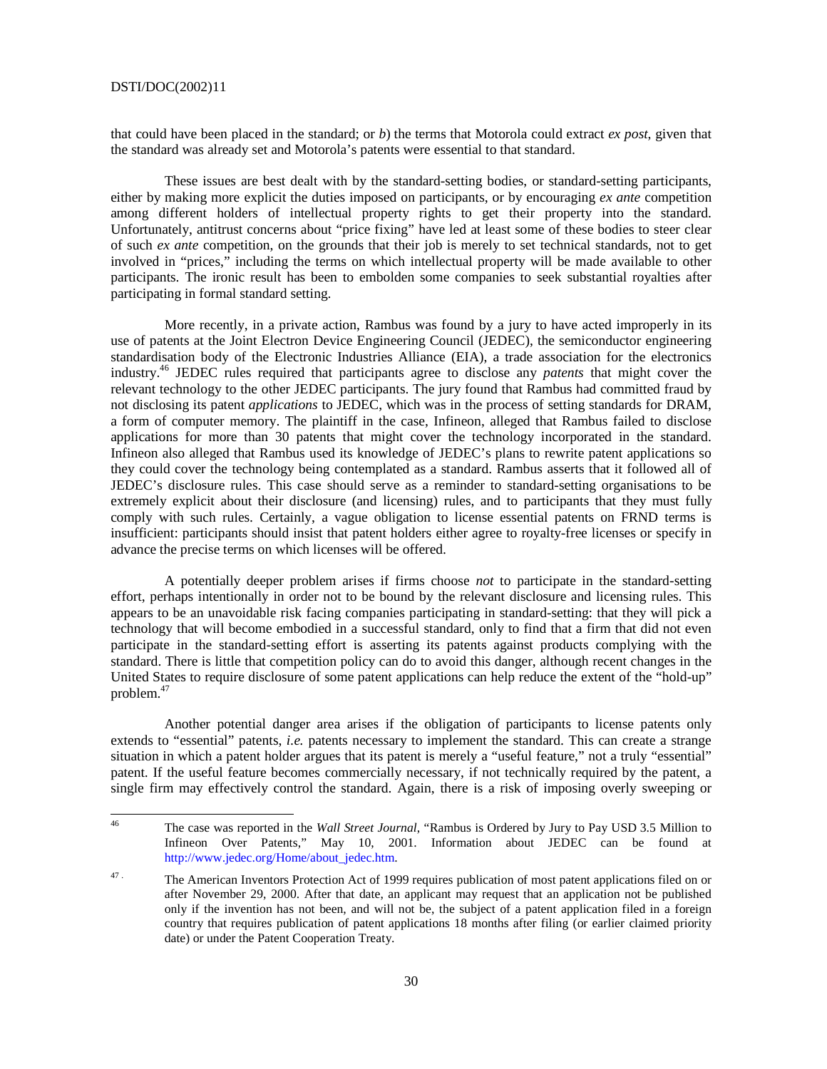that could have been placed in the standard; or *b*) the terms that Motorola could extract *ex post*, given that the standard was already set and Motorola's patents were essential to that standard.

These issues are best dealt with by the standard-setting bodies, or standard-setting participants, either by making more explicit the duties imposed on participants, or by encouraging *ex ante* competition among different holders of intellectual property rights to get their property into the standard. Unfortunately, antitrust concerns about "price fixing" have led at least some of these bodies to steer clear of such *ex ante* competition, on the grounds that their job is merely to set technical standards, not to get involved in "prices," including the terms on which intellectual property will be made available to other participants. The ironic result has been to embolden some companies to seek substantial royalties after participating in formal standard setting.

More recently, in a private action, Rambus was found by a jury to have acted improperly in its use of patents at the Joint Electron Device Engineering Council (JEDEC), the semiconductor engineering standardisation body of the Electronic Industries Alliance (EIA), a trade association for the electronics industry.[46] JEDEC rules required that participants agree to disclose any *patents* that might cover the relevant technology to the other JEDEC participants. The jury found that Rambus had committed fraud by not disclosing its patent *applications* to JEDEC, which was in the process of setting standards for DRAM, a form of computer memory. The plaintiff in the case, Infineon, alleged that Rambus failed to disclose applications for more than 30 patents that might cover the technology incorporated in the standard. Infineon also alleged that Rambus used its knowledge of JEDEC's plans to rewrite patent applications so they could cover the technology being contemplated as a standard. Rambus asserts that it followed all of JEDEC's disclosure rules. This case should serve as a reminder to standard-setting organisations to be extremely explicit about their disclosure (and licensing) rules, and to participants that they must fully comply with such rules. Certainly, a vague obligation to license essential patents on FRND terms is insufficient: participants should insist that patent holders either agree to royalty-free licenses or specify in advance the precise terms on which licenses will be offered.

A potentially deeper problem arises if firms choose *not* to participate in the standard-setting effort, perhaps intentionally in order not to be bound by the relevant disclosure and licensing rules. This appears to be an unavoidable risk facing companies participating in standard-setting: that they will pick a technology that will become embodied in a successful standard, only to find that a firm that did not even participate in the standard-setting effort is asserting its patents against products complying with the standard. There is little that competition policy can do to avoid this danger, although recent changes in the United States to require disclosure of some patent applications can help reduce the extent of the "hold-up" problem.[47]

Another potential danger area arises if the obligation of participants to license patents only extends to "essential" patents, *i.e.* patents necessary to implement the standard. This can create a strange situation in which a patent holder argues that its patent is merely a "useful feature," not a truly "essential" patent. If the useful feature becomes commercially necessary, if not technically required by the patent, a single firm may effectively control the standard. Again, there is a risk of imposing overly sweeping or

---

[46] The case was reported in the *Wall Street Journal*, "Rambus is Ordered by Jury to Pay USD 3.5 Million to Infineon Over Patents," May 10, 2001. Information about JEDEC can be found at http://www.jedec.org/Home/about_jedec.htm.

[47] The American Inventors Protection Act of 1999 requires publication of most patent applications filed on or after November 29, 2000. After that date, an applicant may request that an application not be published only if the invention has not been, and will not be, the subject of a patent application filed in a foreign country that requires publication of patent applications 18 months after filing (or earlier claimed priority date) or under the Patent Cooperation Treaty.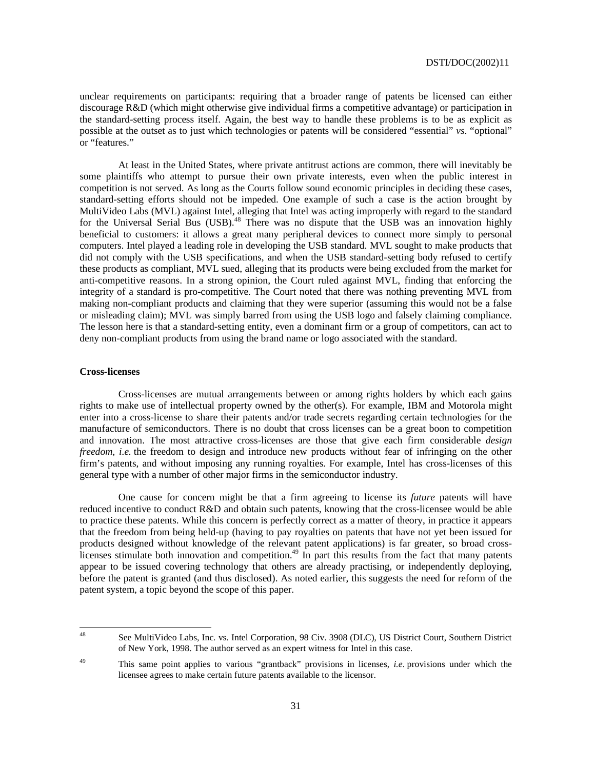unclear requirements on participants: requiring that a broader range of patents be licensed can either discourage R&D (which might otherwise give individual firms a competitive advantage) or participation in the standard-setting process itself. Again, the best way to handle these problems is to be as explicit as possible at the outset as to just which technologies or patents will be considered "essential" *vs*. "optional" or "features."

At least in the United States, where private antitrust actions are common, there will inevitably be some plaintiffs who attempt to pursue their own private interests, even when the public interest in competition is not served. As long as the Courts follow sound economic principles in deciding these cases, standard-setting efforts should not be impeded. One example of such a case is the action brought by MultiVideo Labs (MVL) against Intel, alleging that Intel was acting improperly with regard to the standard for the Universal Serial Bus (USB).[48] There was no dispute that the USB was an innovation highly beneficial to customers: it allows a great many peripheral devices to connect more simply to personal computers. Intel played a leading role in developing the USB standard. MVL sought to make products that did not comply with the USB specifications, and when the USB standard-setting body refused to certify these products as compliant, MVL sued, alleging that its products were being excluded from the market for anti-competitive reasons. In a strong opinion, the Court ruled against MVL, finding that enforcing the integrity of a standard is pro-competitive. The Court noted that there was nothing preventing MVL from making non-compliant products and claiming that they were superior (assuming this would not be a false or misleading claim); MVL was simply barred from using the USB logo and falsely claiming compliance. The lesson here is that a standard-setting entity, even a dominant firm or a group of competitors, can act to deny non-compliant products from using the brand name or logo associated with the standard.

**Cross-licenses**

Cross-licenses are mutual arrangements between or among rights holders by which each gains rights to make use of intellectual property owned by the other(s). For example, IBM and Motorola might enter into a cross-license to share their patents and/or trade secrets regarding certain technologies for the manufacture of semiconductors. There is no doubt that cross licenses can be a great boon to competition and innovation. The most attractive cross-licenses are those that give each firm considerable *design freedom*, *i.e.* the freedom to design and introduce new products without fear of infringing on the other firm's patents, and without imposing any running royalties. For example, Intel has cross-licenses of this general type with a number of other major firms in the semiconductor industry.

One cause for concern might be that a firm agreeing to license its *future* patents will have reduced incentive to conduct R&D and obtain such patents, knowing that the cross-licensee would be able to practice these patents. While this concern is perfectly correct as a matter of theory, in practice it appears that the freedom from being held-up (having to pay royalties on patents that have not yet been issued for products designed without knowledge of the relevant patent applications) is far greater, so broad cross-licenses stimulate both innovation and competition.[49] In part this results from the fact that many patents appear to be issued covering technology that others are already practising, or independently deploying, before the patent is granted (and thus disclosed). As noted earlier, this suggests the need for reform of the patent system, a topic beyond the scope of this paper.

---

[48] See MultiVideo Labs, Inc. vs. Intel Corporation, 98 Civ. 3908 (DLC), US District Court, Southern District of New York, 1998. The author served as an expert witness for Intel in this case.

[49] This same point applies to various "grantback" provisions in licenses, *i.e.* provisions under which the licensee agrees to make certain future patents available to the licensor.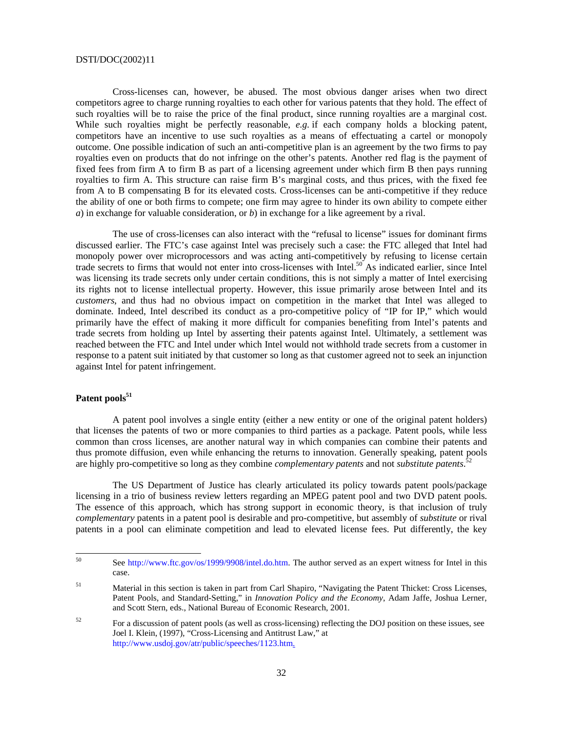Cross-licenses can, however, be abused. The most obvious danger arises when two direct competitors agree to charge running royalties to each other for various patents that they hold. The effect of such royalties will be to raise the price of the final product, since running royalties are a marginal cost. While such royalties might be perfectly reasonable, *e.g.* if each company holds a blocking patent, competitors have an incentive to use such royalties as a means of effectuating a cartel or monopoly outcome. One possible indication of such an anti-competitive plan is an agreement by the two firms to pay royalties even on products that do not infringe on the other's patents. Another red flag is the payment of fixed fees from firm A to firm B as part of a licensing agreement under which firm B then pays running royalties to firm A. This structure can raise firm B's marginal costs, and thus prices, with the fixed fee from A to B compensating B for its elevated costs. Cross-licenses can be anti-competitive if they reduce the ability of one or both firms to compete; one firm may agree to hinder its own ability to compete either *a*) in exchange for valuable consideration, or *b*) in exchange for a like agreement by a rival.

The use of cross-licenses can also interact with the "refusal to license" issues for dominant firms discussed earlier. The FTC's case against Intel was precisely such a case: the FTC alleged that Intel had monopoly power over microprocessors and was acting anti-competitively by refusing to license certain trade secrets to firms that would not enter into cross-licenses with Intel.[50] As indicated earlier, since Intel was licensing its trade secrets only under certain conditions, this is not simply a matter of Intel exercising its rights not to license intellectual property. However, this issue primarily arose between Intel and its *customers*, and thus had no obvious impact on competition in the market that Intel was alleged to dominate. Indeed, Intel described its conduct as a pro-competitive policy of "IP for IP," which would primarily have the effect of making it more difficult for companies benefiting from Intel's patents and trade secrets from holding up Intel by asserting their patents against Intel. Ultimately, a settlement was reached between the FTC and Intel under which Intel would not withhold trade secrets from a customer in response to a patent suit initiated by that customer so long as that customer agreed not to seek an injunction against Intel for patent infringement.

**Patent pools**[51]

A patent pool involves a single entity (either a new entity or one of the original patent holders) that licenses the patents of two or more companies to third parties as a package. Patent pools, while less common than cross licenses, are another natural way in which companies can combine their patents and thus promote diffusion, even while enhancing the returns to innovation. Generally speaking, patent pools are highly pro-competitive so long as they combine *complementary patents* and not *substitute patents*.[52]

The US Department of Justice has clearly articulated its policy towards patent pools/package licensing in a trio of business review letters regarding an MPEG patent pool and two DVD patent pools. The essence of this approach, which has strong support in economic theory, is that inclusion of truly *complementary* patents in a patent pool is desirable and pro-competitive, but assembly of *substitute* or rival patents in a pool can eliminate competition and lead to elevated license fees. Put differently, the key

---

[50] See http://www.ftc.gov/os/1999/9908/intel.do.htm. The author served as an expert witness for Intel in this case.

[51] Material in this section is taken in part from Carl Shapiro, "Navigating the Patent Thicket: Cross Licenses, Patent Pools, and Standard-Setting," in *Innovation Policy and the Economy*, Adam Jaffe, Joshua Lerner, and Scott Stern, eds., National Bureau of Economic Research, 2001.

[52] For a discussion of patent pools (as well as cross-licensing) reflecting the DOJ position on these issues, see Joel I. Klein, (1997), "Cross-Licensing and Antitrust Law," at http://www.usdoj.gov/atr/public/speeches/1123.htm.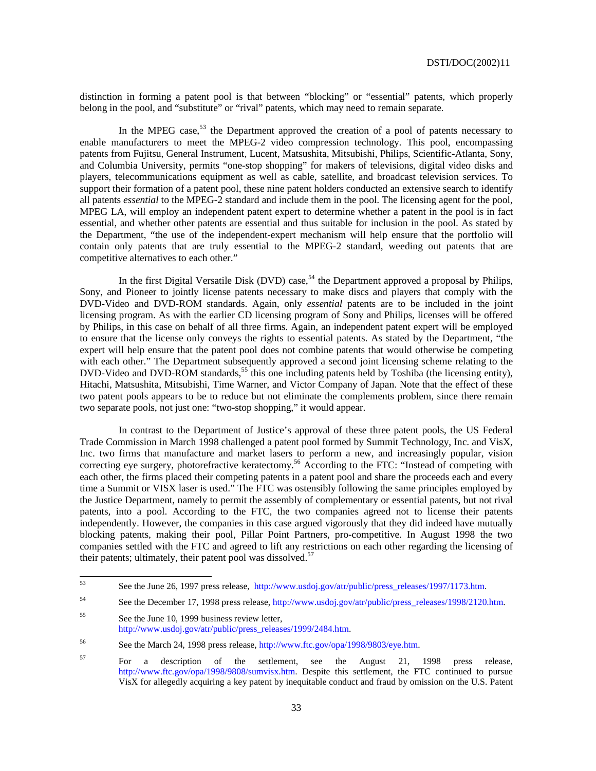distinction in forming a patent pool is that between "blocking" or "essential" patents, which properly belong in the pool, and "substitute" or "rival" patents, which may need to remain separate.

In the MPEG case,[53] the Department approved the creation of a pool of patents necessary to enable manufacturers to meet the MPEG-2 video compression technology. This pool, encompassing patents from Fujitsu, General Instrument, Lucent, Matsushita, Mitsubishi, Philips, Scientific-Atlanta, Sony, and Columbia University, permits "one-stop shopping" for makers of televisions, digital video disks and players, telecommunications equipment as well as cable, satellite, and broadcast television services. To support their formation of a patent pool, these nine patent holders conducted an extensive search to identify all patents *essential* to the MPEG-2 standard and include them in the pool. The licensing agent for the pool, MPEG LA, will employ an independent patent expert to determine whether a patent in the pool is in fact essential, and whether other patents are essential and thus suitable for inclusion in the pool. As stated by the Department, "the use of the independent-expert mechanism will help ensure that the portfolio will contain only patents that are truly essential to the MPEG-2 standard, weeding out patents that are competitive alternatives to each other."

In the first Digital Versatile Disk (DVD) case,[54] the Department approved a proposal by Philips, Sony, and Pioneer to jointly license patents necessary to make discs and players that comply with the DVD-Video and DVD-ROM standards. Again, only *essential* patents are to be included in the joint licensing program. As with the earlier CD licensing program of Sony and Philips, licenses will be offered by Philips, in this case on behalf of all three firms. Again, an independent patent expert will be employed to ensure that the license only conveys the rights to essential patents. As stated by the Department, "the expert will help ensure that the patent pool does not combine patents that would otherwise be competing with each other." The Department subsequently approved a second joint licensing scheme relating to the DVD-Video and DVD-ROM standards,[55] this one including patents held by Toshiba (the licensing entity), Hitachi, Matsushita, Mitsubishi, Time Warner, and Victor Company of Japan. Note that the effect of these two patent pools appears to be to reduce but not eliminate the complements problem, since there remain two separate pools, not just one: "two-stop shopping," it would appear.

In contrast to the Department of Justice's approval of these three patent pools, the US Federal Trade Commission in March 1998 challenged a patent pool formed by Summit Technology, Inc. and VisX, Inc. two firms that manufacture and market lasers to perform a new, and increasingly popular, vision correcting eye surgery, photorefractive keratectomy.[56] According to the FTC: "Instead of competing with each other, the firms placed their competing patents in a patent pool and share the proceeds each and every time a Summit or VISX laser is used." The FTC was ostensibly following the same principles employed by the Justice Department, namely to permit the assembly of complementary or essential patents, but not rival patents, into a pool. According to the FTC, the two companies agreed not to license their patents independently. However, the companies in this case argued vigorously that they did indeed have mutually blocking patents, making their pool, Pillar Point Partners, pro-competitive. In August 1998 the two companies settled with the FTC and agreed to lift any restrictions on each other regarding the licensing of their patents; ultimately, their patent pool was dissolved.[57]

---

[53] See the June 26, 1997 press release, http://www.usdoj.gov/atr/public/press_releases/1997/1173.htm.

[54] See the December 17, 1998 press release, http://www.usdoj.gov/atr/public/press_releases/1998/2120.htm.

[55] See the June 10, 1999 business review letter, http://www.usdoj.gov/atr/public/press_releases/1999/2484.htm.

[56] See the March 24, 1998 press release, http://www.ftc.gov/opa/1998/9803/eye.htm.

[57] For a description of the settlement, see the August 21, 1998 press release, http://www.ftc.gov/opa/1998/9808/sumvisx.htm. Despite this settlement, the FTC continued to pursue VisX for allegedly acquiring a key patent by inequitable conduct and fraud by omission on the U.S. Patent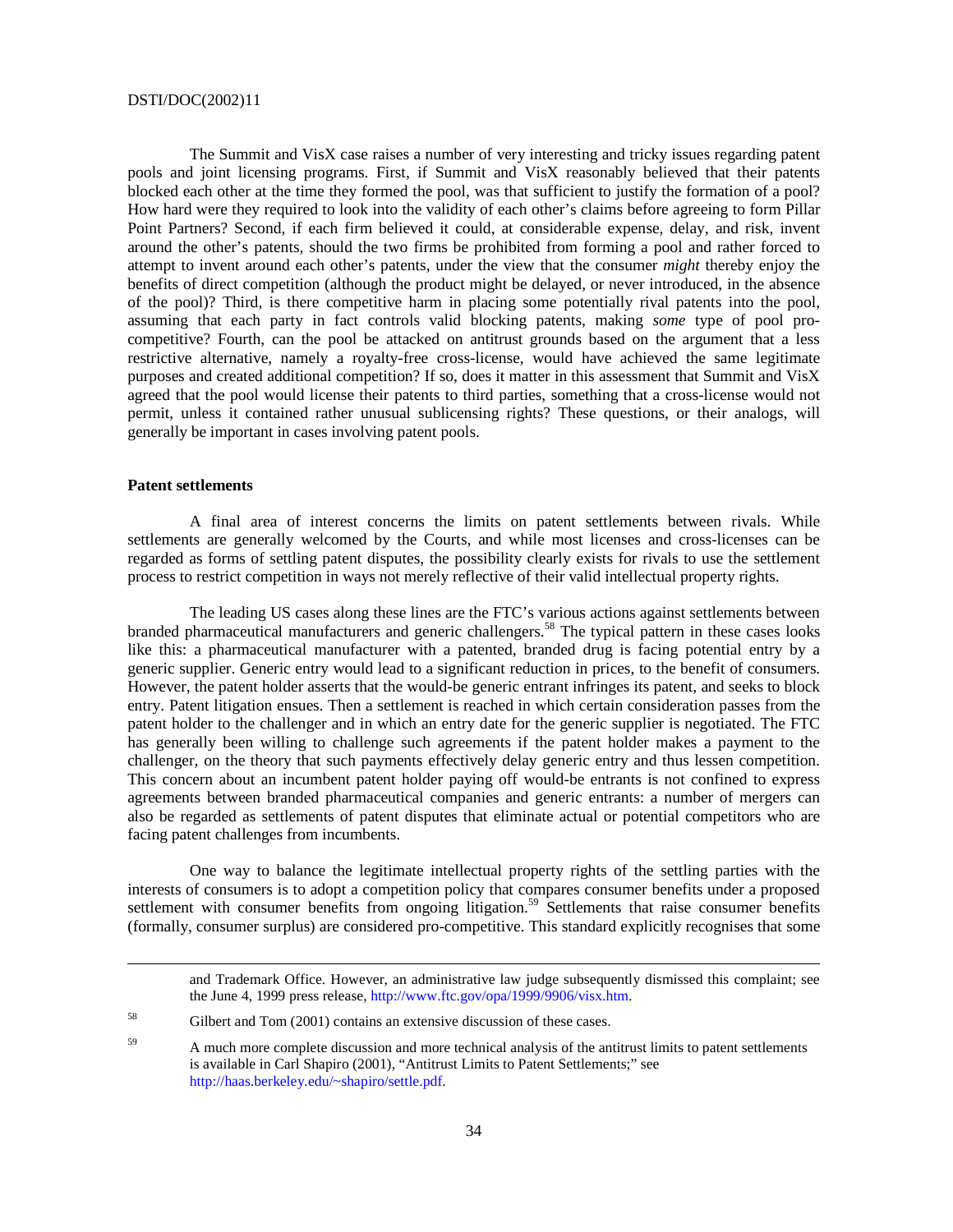The Summit and VisX case raises a number of very interesting and tricky issues regarding patent pools and joint licensing programs. First, if Summit and VisX reasonably believed that their patents blocked each other at the time they formed the pool, was that sufficient to justify the formation of a pool? How hard were they required to look into the validity of each other's claims before agreeing to form Pillar Point Partners? Second, if each firm believed it could, at considerable expense, delay, and risk, invent around the other's patents, should the two firms be prohibited from forming a pool and rather forced to attempt to invent around each other's patents, under the view that the consumer *might* thereby enjoy the benefits of direct competition (although the product might be delayed, or never introduced, in the absence of the pool)? Third, is there competitive harm in placing some potentially rival patents into the pool, assuming that each party in fact controls valid blocking patents, making *some* type of pool pro-competitive? Fourth, can the pool be attacked on antitrust grounds based on the argument that a less restrictive alternative, namely a royalty-free cross-license, would have achieved the same legitimate purposes and created additional competition? If so, does it matter in this assessment that Summit and VisX agreed that the pool would license their patents to third parties, something that a cross-license would not permit, unless it contained rather unusual sublicensing rights? These questions, or their analogs, will generally be important in cases involving patent pools.

**Patent settlements**

A final area of interest concerns the limits on patent settlements between rivals. While settlements are generally welcomed by the Courts, and while most licenses and cross-licenses can be regarded as forms of settling patent disputes, the possibility clearly exists for rivals to use the settlement process to restrict competition in ways not merely reflective of their valid intellectual property rights.

The leading US cases along these lines are the FTC's various actions against settlements between branded pharmaceutical manufacturers and generic challengers.[58] The typical pattern in these cases looks like this: a pharmaceutical manufacturer with a patented, branded drug is facing potential entry by a generic supplier. Generic entry would lead to a significant reduction in prices, to the benefit of consumers. However, the patent holder asserts that the would-be generic entrant infringes its patent, and seeks to block entry. Patent litigation ensues. Then a settlement is reached in which certain consideration passes from the patent holder to the challenger and in which an entry date for the generic supplier is negotiated. The FTC has generally been willing to challenge such agreements if the patent holder makes a payment to the challenger, on the theory that such payments effectively delay generic entry and thus lessen competition. This concern about an incumbent patent holder paying off would-be entrants is not confined to express agreements between branded pharmaceutical companies and generic entrants: a number of mergers can also be regarded as settlements of patent disputes that eliminate actual or potential competitors who are facing patent challenges from incumbents.

One way to balance the legitimate intellectual property rights of the settling parties with the interests of consumers is to adopt a competition policy that compares consumer benefits under a proposed settlement with consumer benefits from ongoing litigation.[59] Settlements that raise consumer benefits (formally, consumer surplus) are considered pro-competitive. This standard explicitly recognises that some

---

and Trademark Office. However, an administrative law judge subsequently dismissed this complaint; see the June 4, 1999 press release, http://www.ftc.gov/opa/1999/9906/visx.htm.

58 Gilbert and Tom (2001) contains an extensive discussion of these cases.

59 A much more complete discussion and more technical analysis of the antitrust limits to patent settlements is available in Carl Shapiro (2001), "Antitrust Limits to Patent Settlements;" see http://haas.berkeley.edu/~shapiro/settle.pdf.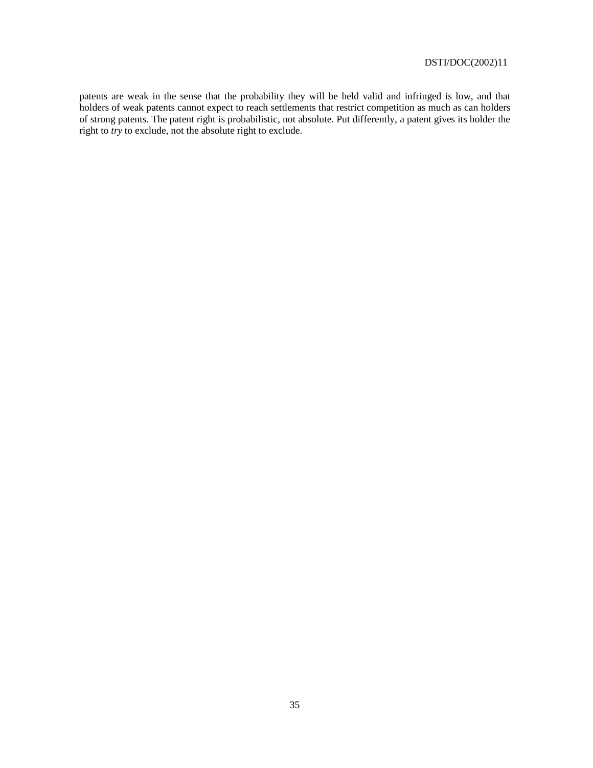patents are weak in the sense that the probability they will be held valid and infringed is low, and that holders of weak patents cannot expect to reach settlements that restrict competition as much as can holders of strong patents. The patent right is probabilistic, not absolute. Put differently, a patent gives its holder the right to *try* to exclude, not the absolute right to exclude.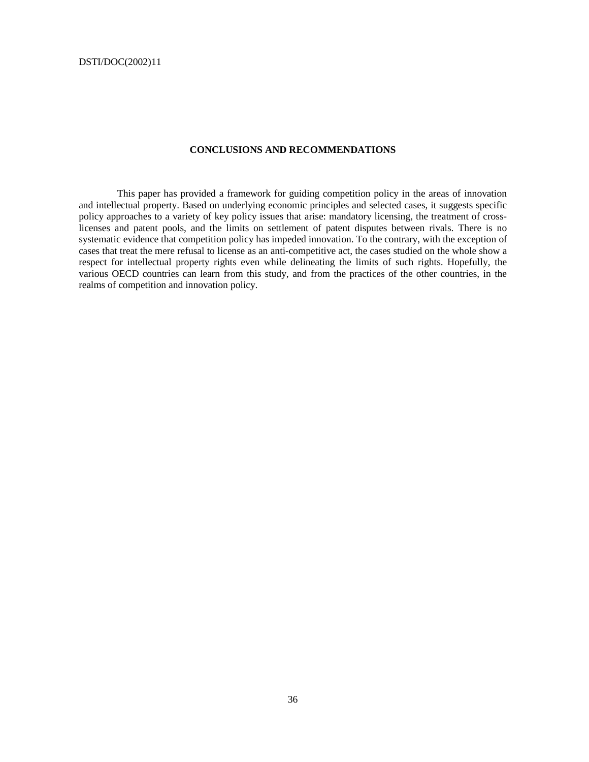## CONCLUSIONS AND RECOMMENDATIONS

This paper has provided a framework for guiding competition policy in the areas of innovation and intellectual property. Based on underlying economic principles and selected cases, it suggests specific policy approaches to a variety of key policy issues that arise: mandatory licensing, the treatment of cross-licenses and patent pools, and the limits on settlement of patent disputes between rivals. There is no systematic evidence that competition policy has impeded innovation. To the contrary, with the exception of cases that treat the mere refusal to license as an anti-competitive act, the cases studied on the whole show a respect for intellectual property rights even while delineating the limits of such rights. Hopefully, the various OECD countries can learn from this study, and from the practices of the other countries, in the realms of competition and innovation policy.